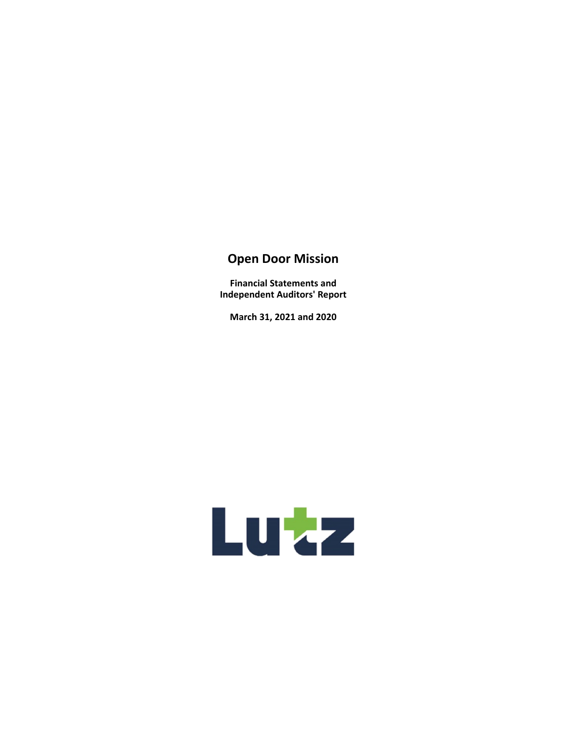# Open Door Mission

**Financial Statements and Independent Auditors' Report**

**March 31, 2021 and 2020**

Lutz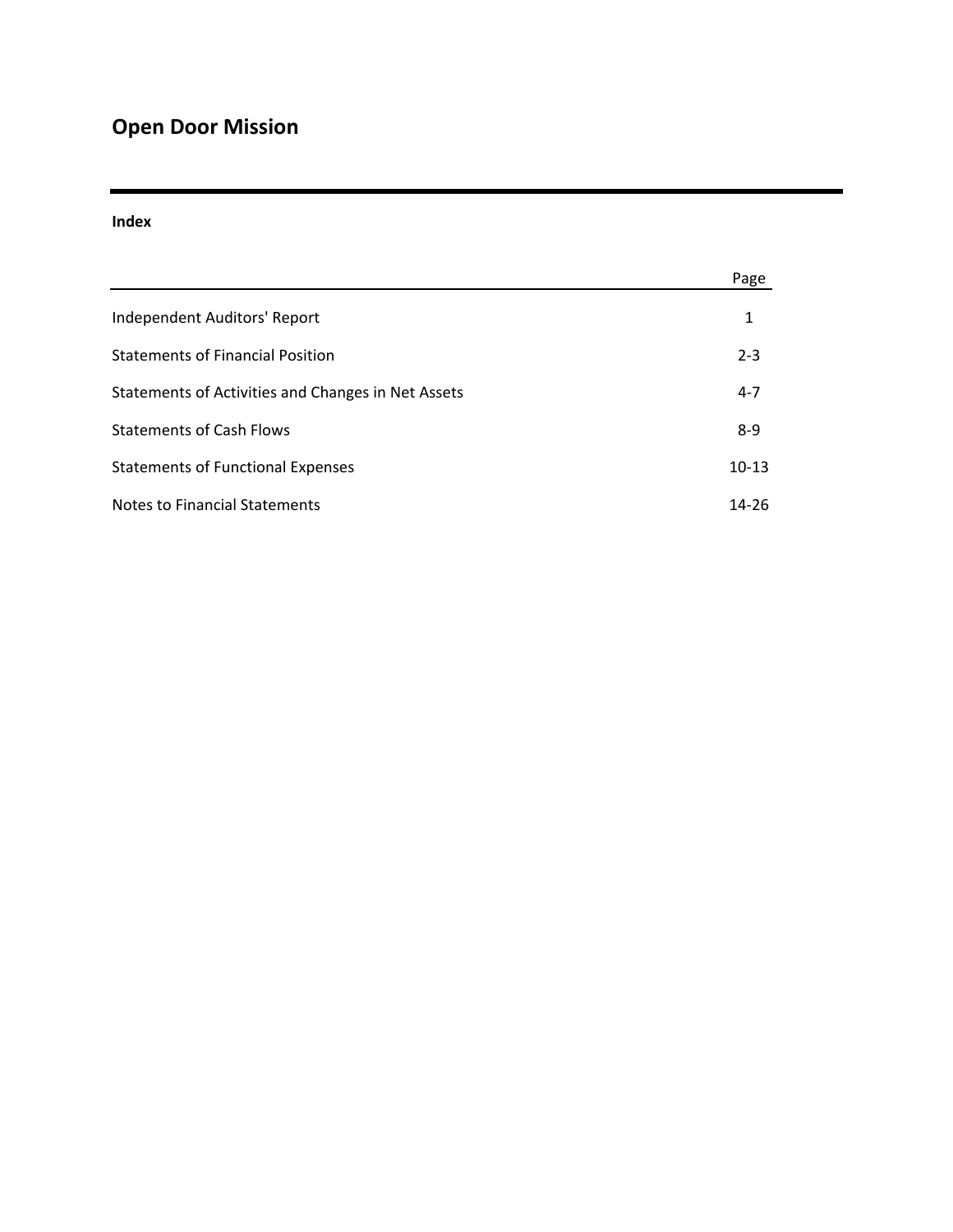# Open Door Mission

**Index**

| | Page |
|---|---|
| Independent Auditors' Report | 1 |
| Statements of Financial Position | 2-3 |
| Statements of Activities and Changes in Net Assets | 4-7 |
| Statements of Cash Flows | 8-9 |
| Statements of Functional Expenses | 10-13 |
| Notes to Financial Statements | 14-26 |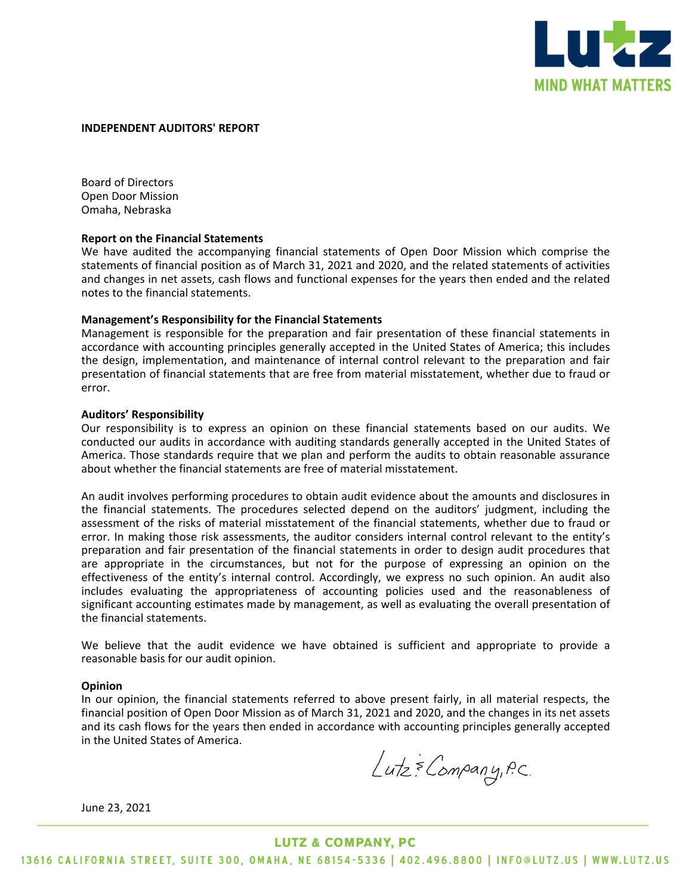# INDEPENDENT AUDITORS' REPORT

Board of Directors
Open Door Mission
Omaha, Nebraska

**Report on the Financial Statements**

We have audited the accompanying financial statements of Open Door Mission which comprise the statements of financial position as of March 31, 2021 and 2020, and the related statements of activities and changes in net assets, cash flows and functional expenses for the years then ended and the related notes to the financial statements.

**Management's Responsibility for the Financial Statements**

Management is responsible for the preparation and fair presentation of these financial statements in accordance with accounting principles generally accepted in the United States of America; this includes the design, implementation, and maintenance of internal control relevant to the preparation and fair presentation of financial statements that are free from material misstatement, whether due to fraud or error.

**Auditors' Responsibility**

Our responsibility is to express an opinion on these financial statements based on our audits. We conducted our audits in accordance with auditing standards generally accepted in the United States of America. Those standards require that we plan and perform the audits to obtain reasonable assurance about whether the financial statements are free of material misstatement.

An audit involves performing procedures to obtain audit evidence about the amounts and disclosures in the financial statements. The procedures selected depend on the auditors' judgment, including the assessment of the risks of material misstatement of the financial statements, whether due to fraud or error. In making those risk assessments, the auditor considers internal control relevant to the entity's preparation and fair presentation of the financial statements in order to design audit procedures that are appropriate in the circumstances, but not for the purpose of expressing an opinion on the effectiveness of the entity's internal control. Accordingly, we express no such opinion. An audit also includes evaluating the appropriateness of accounting policies used and the reasonableness of significant accounting estimates made by management, as well as evaluating the overall presentation of the financial statements.

We believe that the audit evidence we have obtained is sufficient and appropriate to provide a reasonable basis for our audit opinion.

**Opinion**

In our opinion, the financial statements referred to above present fairly, in all material respects, the financial position of Open Door Mission as of March 31, 2021 and 2020, and the changes in its net assets and its cash flows for the years then ended in accordance with accounting principles generally accepted in the United States of America.

Lutz & Company, P.C.

June 23, 2021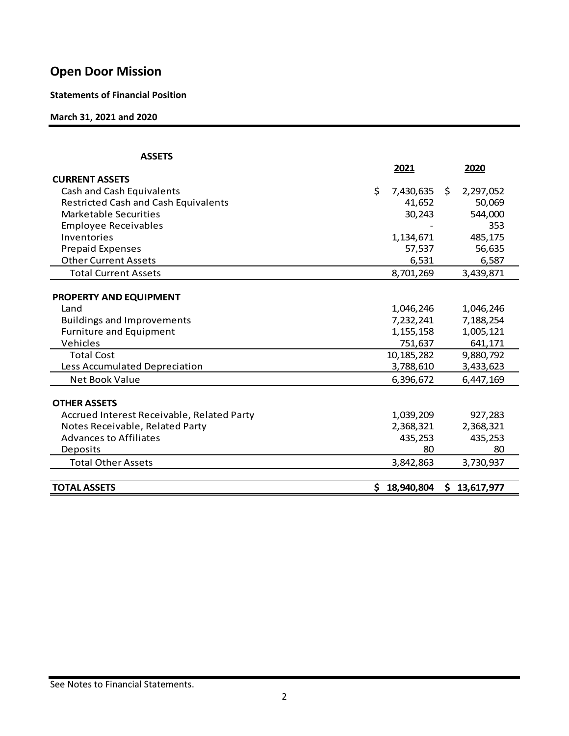# Open Door Mission

**Statements of Financial Position**

**March 31, 2021 and 2020**

| ASSETS | 2021 | 2020 |
|---|---|---|
| **CURRENT ASSETS** | | |
| Cash and Cash Equivalents | $ 7,430,635 | $ 2,297,052 |
| Restricted Cash and Cash Equivalents | 41,652 | 50,069 |
| Marketable Securities | 30,243 | 544,000 |
| Employee Receivables | - | 353 |
| Inventories | 1,134,671 | 485,175 |
| Prepaid Expenses | 57,537 | 56,635 |
| Other Current Assets | 6,531 | 6,587 |
| Total Current Assets | 8,701,269 | 3,439,871 |
| **PROPERTY AND EQUIPMENT** | | |
| Land | 1,046,246 | 1,046,246 |
| Buildings and Improvements | 7,232,241 | 7,188,254 |
| Furniture and Equipment | 1,155,158 | 1,005,121 |
| Vehicles | 751,637 | 641,171 |
| Total Cost | 10,185,282 | 9,880,792 |
| Less Accumulated Depreciation | 3,788,610 | 3,433,623 |
| Net Book Value | 6,396,672 | 6,447,169 |
| **OTHER ASSETS** | | |
| Accrued Interest Receivable, Related Party | 1,039,209 | 927,283 |
| Notes Receivable, Related Party | 2,368,321 | 2,368,321 |
| Advances to Affiliates | 435,253 | 435,253 |
| Deposits | 80 | 80 |
| Total Other Assets | 3,842,863 | 3,730,937 |
| **TOTAL ASSETS** | **$ 18,940,804** | **$ 13,617,977** |

See Notes to Financial Statements.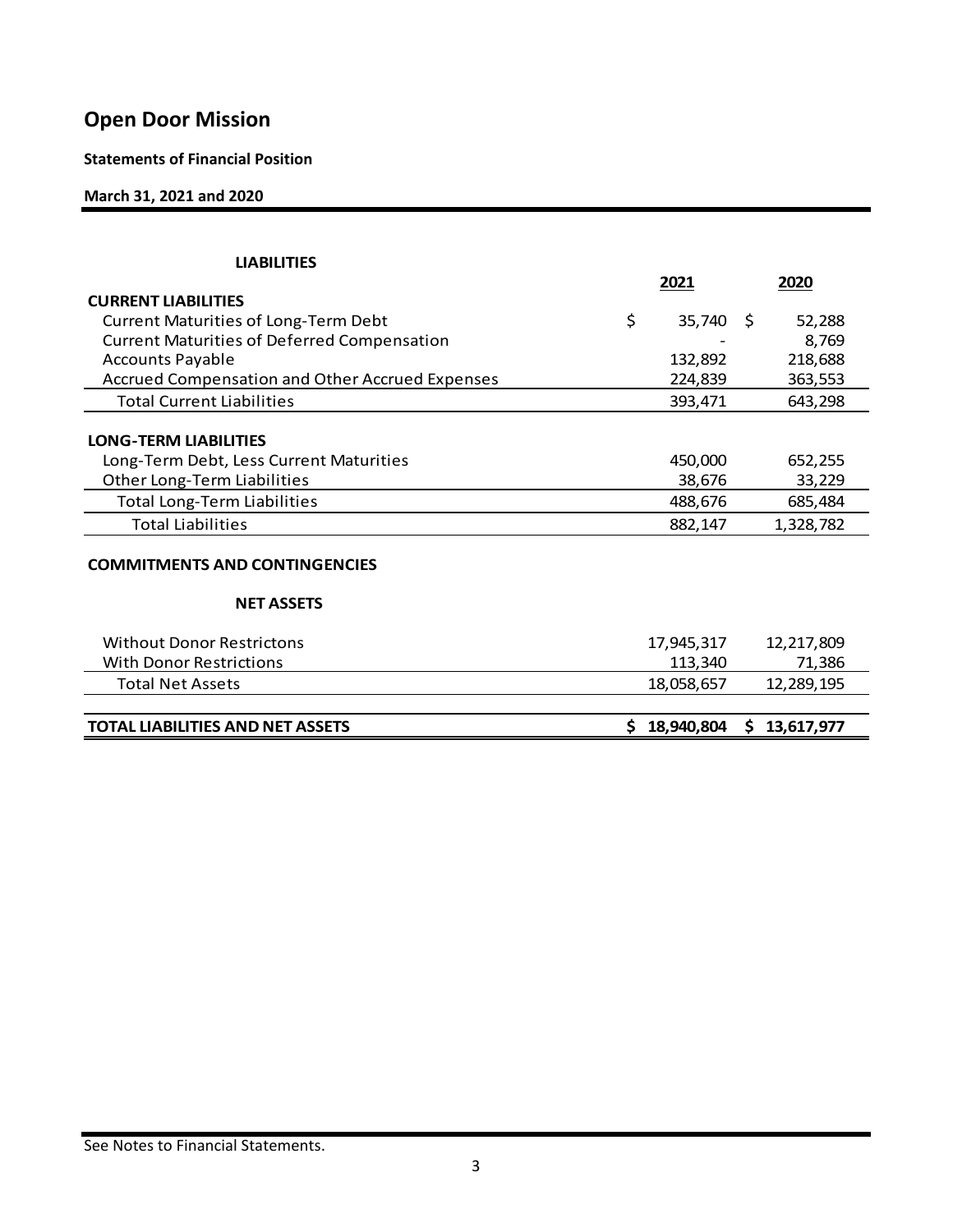# Open Door Mission

**Statements of Financial Position**

**March 31, 2021 and 2020**

| **LIABILITIES** | **2021** | **2020** |
|---|---|---|
| **CURRENT LIABILITIES** | | |
| Current Maturities of Long-Term Debt | $ 35,740 | $ 52,288 |
| Current Maturities of Deferred Compensation | - | 8,769 |
| Accounts Payable | 132,892 | 218,688 |
| Accrued Compensation and Other Accrued Expenses | 224,839 | 363,553 |
| Total Current Liabilities | 393,471 | 643,298 |
| **LONG-TERM LIABILITIES** | | |
| Long-Term Debt, Less Current Maturities | 450,000 | 652,255 |
| Other Long-Term Liabilities | 38,676 | 33,229 |
| Total Long-Term Liabilities | 488,676 | 685,484 |
| Total Liabilities | 882,147 | 1,328,782 |
| **COMMITMENTS AND CONTINGENCIES** | | |
| **NET ASSETS** | | |
| Without Donor Restrictons | 17,945,317 | 12,217,809 |
| With Donor Restrictions | 113,340 | 71,386 |
| Total Net Assets | 18,058,657 | 12,289,195 |
| **TOTAL LIABILITIES AND NET ASSETS** | **$ 18,940,804** | **$ 13,617,977** |

See Notes to Financial Statements.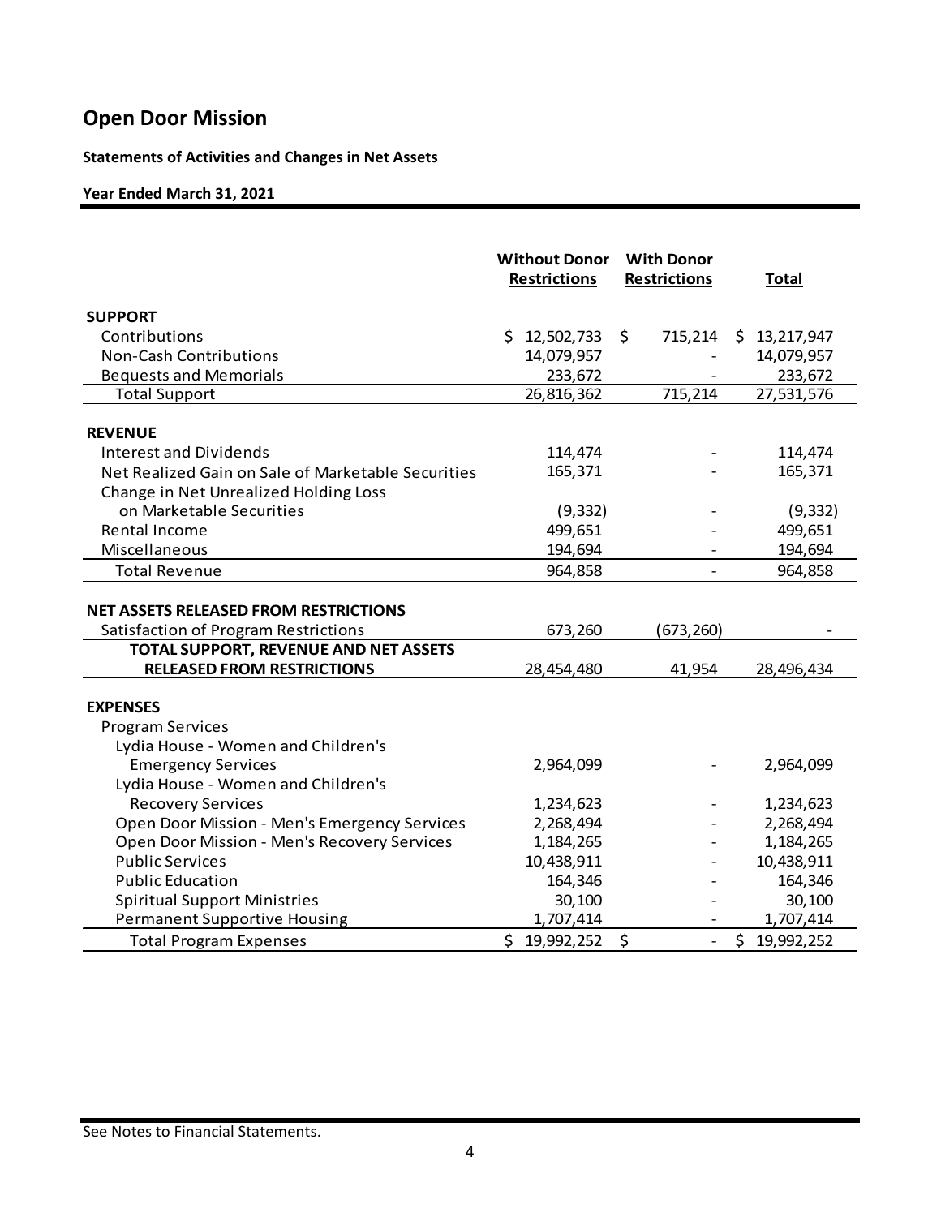# Open Door Mission

**Statements of Activities and Changes in Net Assets**

**Year Ended March 31, 2021**

| | Without Donor Restrictions | With Donor Restrictions | Total |
|---|---|---|---|
| **SUPPORT** | | | |
| Contributions | $ 12,502,733 | $ 715,214 | $ 13,217,947 |
| Non-Cash Contributions | 14,079,957 | - | 14,079,957 |
| Bequests and Memorials | 233,672 | - | 233,672 |
| Total Support | 26,816,362 | 715,214 | 27,531,576 |
| **REVENUE** | | | |
| Interest and Dividends | 114,474 | - | 114,474 |
| Net Realized Gain on Sale of Marketable Securities | 165,371 | - | 165,371 |
| Change in Net Unrealized Holding Loss on Marketable Securities | (9,332) | - | (9,332) |
| Rental Income | 499,651 | - | 499,651 |
| Miscellaneous | 194,694 | - | 194,694 |
| Total Revenue | 964,858 | - | 964,858 |
| **NET ASSETS RELEASED FROM RESTRICTIONS** | | | |
| Satisfaction of Program Restrictions | 673,260 | (673,260) | - |
| **TOTAL SUPPORT, REVENUE AND NET ASSETS RELEASED FROM RESTRICTIONS** | 28,454,480 | 41,954 | 28,496,434 |
| **EXPENSES** | | | |
| Program Services | | | |
| Lydia House - Women and Children's Emergency Services | 2,964,099 | - | 2,964,099 |
| Lydia House - Women and Children's Recovery Services | 1,234,623 | - | 1,234,623 |
| Open Door Mission - Men's Emergency Services | 2,268,494 | - | 2,268,494 |
| Open Door Mission - Men's Recovery Services | 1,184,265 | - | 1,184,265 |
| Public Services | 10,438,911 | - | 10,438,911 |
| Public Education | 164,346 | - | 164,346 |
| Spiritual Support Ministries | 30,100 | - | 30,100 |
| Permanent Supportive Housing | 1,707,414 | - | 1,707,414 |
| Total Program Expenses | $ 19,992,252 | $ - | $ 19,992,252 |

See Notes to Financial Statements.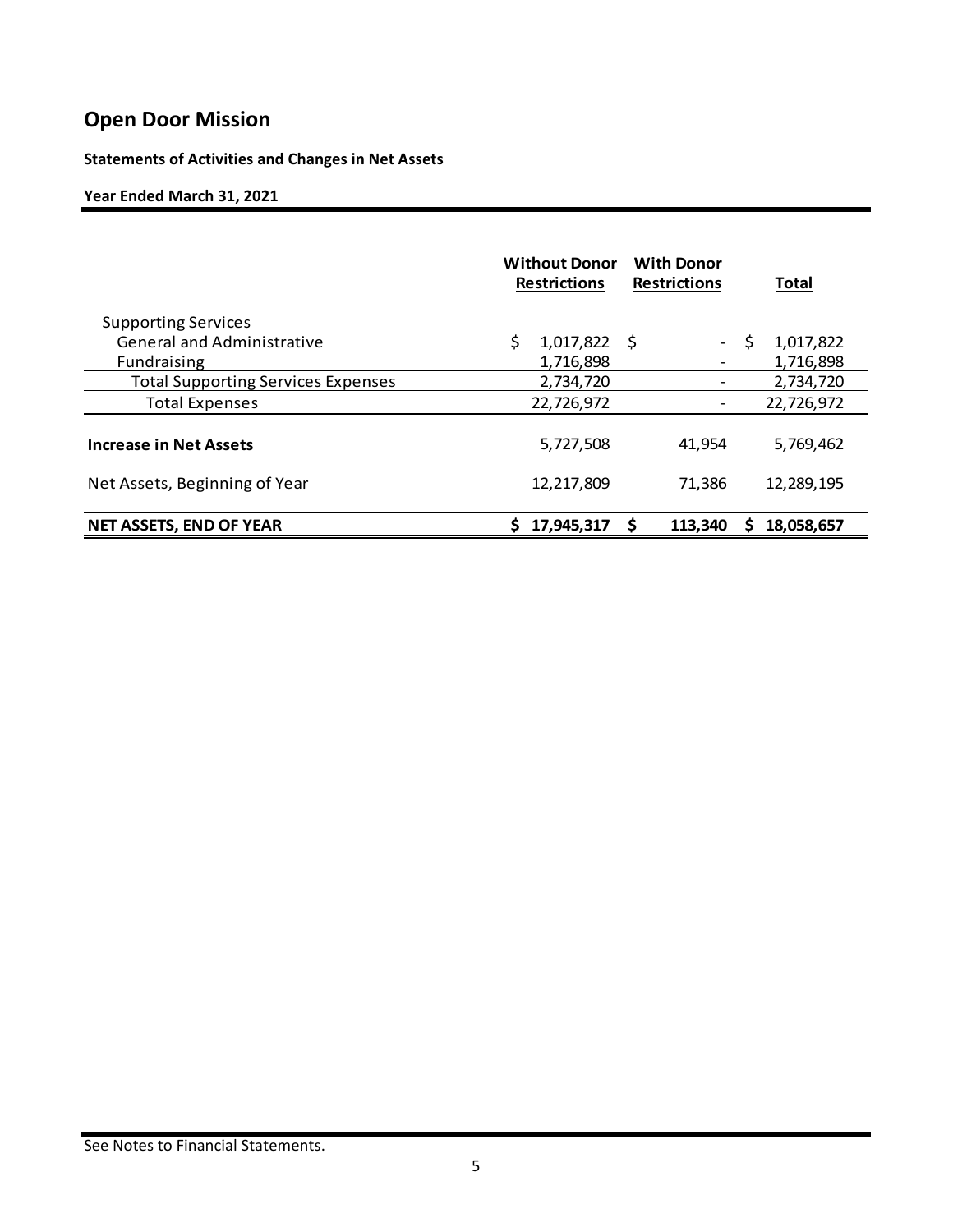# Open Door Mission

**Statements of Activities and Changes in Net Assets**

**Year Ended March 31, 2021**

| | Without Donor Restrictions | With Donor Restrictions | Total |
|---|---|---|---|
| Supporting Services | | | |
| General and Administrative | $ 1,017,822 | $ - | $ 1,017,822 |
| Fundraising | 1,716,898 | - | 1,716,898 |
| Total Supporting Services Expenses | 2,734,720 | - | 2,734,720 |
| Total Expenses | 22,726,972 | - | 22,726,972 |
| **Increase in Net Assets** | 5,727,508 | 41,954 | 5,769,462 |
| Net Assets, Beginning of Year | 12,217,809 | 71,386 | 12,289,195 |
| **NET ASSETS, END OF YEAR** | **$ 17,945,317** | **$ 113,340** | **$ 18,058,657** |

See Notes to Financial Statements.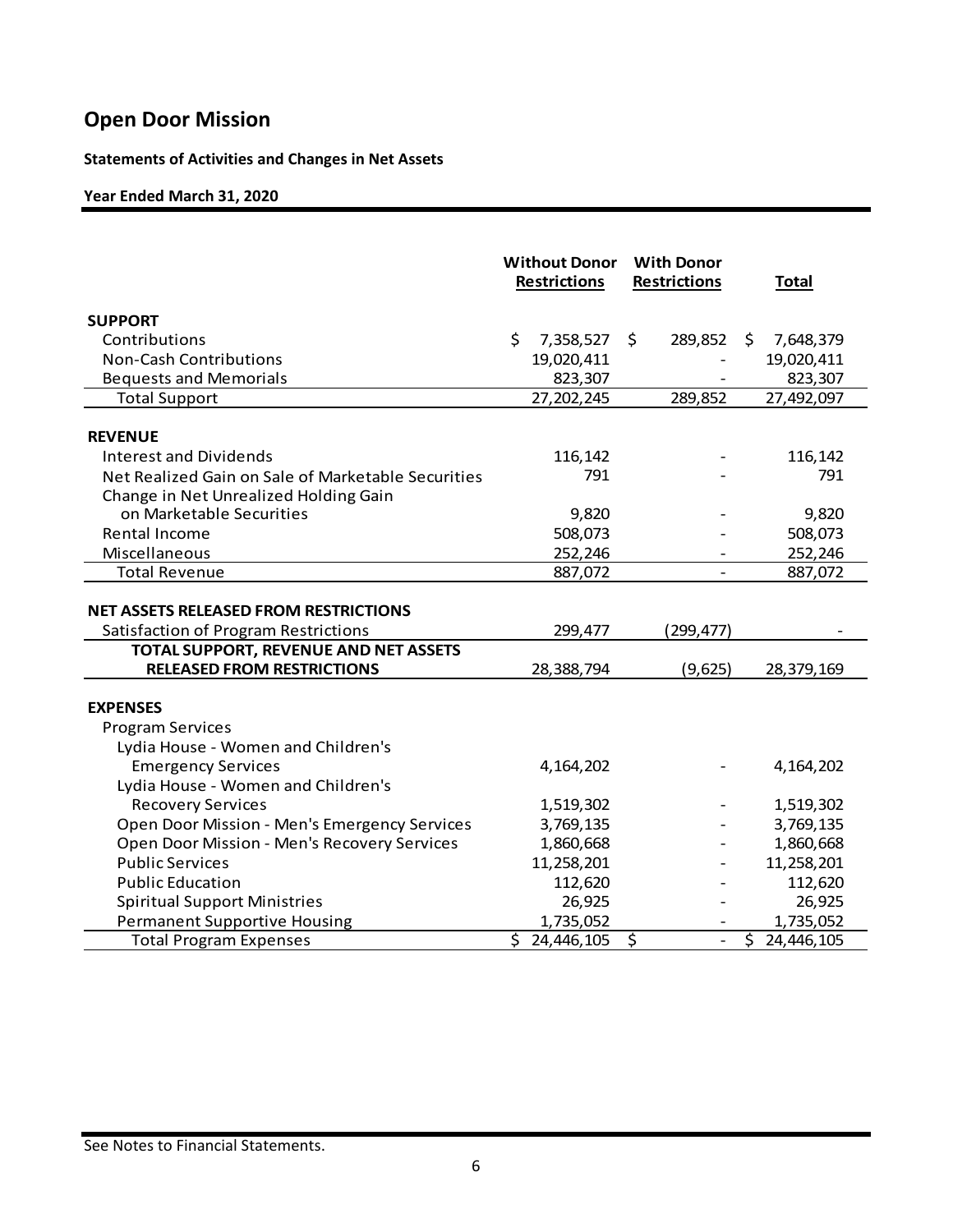# Open Door Mission

**Statements of Activities and Changes in Net Assets**

**Year Ended March 31, 2020**

| | Without Donor Restrictions | With Donor Restrictions | Total |
|---|---|---|---|
| **SUPPORT** | | | |
| Contributions | $ 7,358,527 | $ 289,852 | $ 7,648,379 |
| Non-Cash Contributions | 19,020,411 | - | 19,020,411 |
| Bequests and Memorials | 823,307 | - | 823,307 |
| Total Support | 27,202,245 | 289,852 | 27,492,097 |
| **REVENUE** | | | |
| Interest and Dividends | 116,142 | - | 116,142 |
| Net Realized Gain on Sale of Marketable Securities | 791 | - | 791 |
| Change in Net Unrealized Holding Gain on Marketable Securities | 9,820 | - | 9,820 |
| Rental Income | 508,073 | - | 508,073 |
| Miscellaneous | 252,246 | - | 252,246 |
| Total Revenue | 887,072 | - | 887,072 |
| **NET ASSETS RELEASED FROM RESTRICTIONS** | | | |
| Satisfaction of Program Restrictions | 299,477 | (299,477) | - |
| **TOTAL SUPPORT, REVENUE AND NET ASSETS RELEASED FROM RESTRICTIONS** | 28,388,794 | (9,625) | 28,379,169 |
| **EXPENSES** | | | |
| Program Services | | | |
| Lydia House - Women and Children's Emergency Services | 4,164,202 | - | 4,164,202 |
| Lydia House - Women and Children's Recovery Services | 1,519,302 | - | 1,519,302 |
| Open Door Mission - Men's Emergency Services | 3,769,135 | - | 3,769,135 |
| Open Door Mission - Men's Recovery Services | 1,860,668 | - | 1,860,668 |
| Public Services | 11,258,201 | - | 11,258,201 |
| Public Education | 112,620 | - | 112,620 |
| Spiritual Support Ministries | 26,925 | - | 26,925 |
| Permanent Supportive Housing | 1,735,052 | - | 1,735,052 |
| Total Program Expenses | $ 24,446,105 | $ - | $ 24,446,105 |

See Notes to Financial Statements.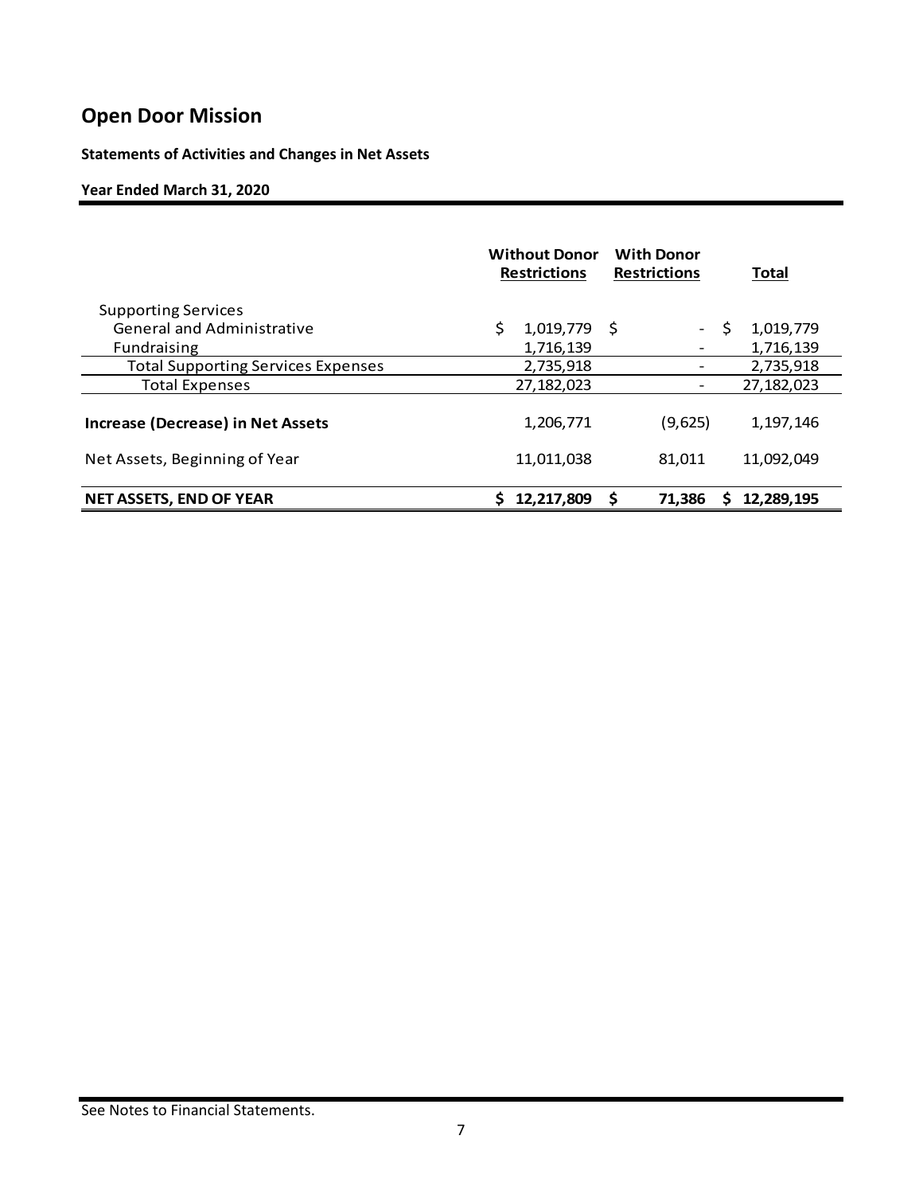# Open Door Mission

**Statements of Activities and Changes in Net Assets**

**Year Ended March 31, 2020**

| | Without Donor Restrictions | With Donor Restrictions | Total |
|---|---|---|---|
| Supporting Services | | | |
| General and Administrative | $ 1,019,779 | $ - | $ 1,019,779 |
| Fundraising | 1,716,139 | - | 1,716,139 |
| Total Supporting Services Expenses | 2,735,918 | - | 2,735,918 |
| Total Expenses | 27,182,023 | - | 27,182,023 |
| **Increase (Decrease) in Net Assets** | 1,206,771 | (9,625) | 1,197,146 |
| Net Assets, Beginning of Year | 11,011,038 | 81,011 | 11,092,049 |
| **NET ASSETS, END OF YEAR** | **$ 12,217,809** | **$ 71,386** | **$ 12,289,195** |

See Notes to Financial Statements.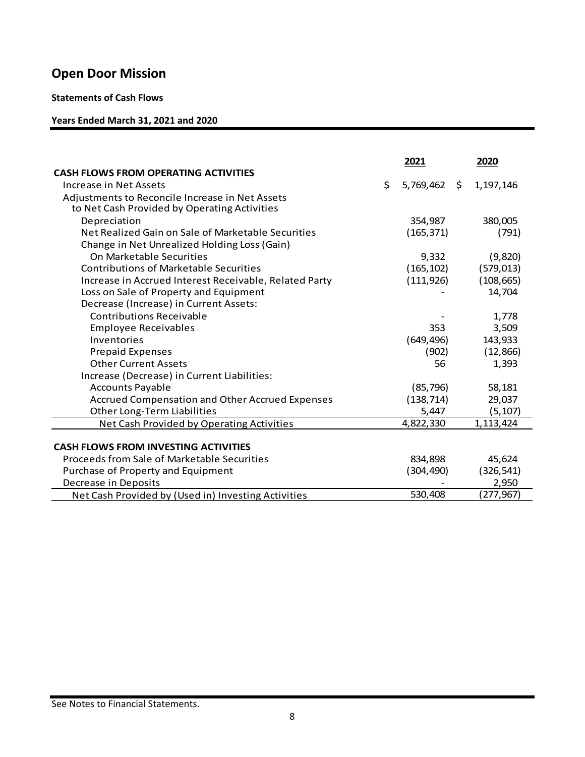# Open Door Mission

**Statements of Cash Flows**

**Years Ended March 31, 2021 and 2020**

| | 2021 | 2020 |
|---|---|---|
| **CASH FLOWS FROM OPERATING ACTIVITIES** | | |
| Increase in Net Assets | $ 5,769,462 | $ 1,197,146 |
| Adjustments to Reconcile Increase in Net Assets to Net Cash Provided by Operating Activities | | |
| Depreciation | 354,987 | 380,005 |
| Net Realized Gain on Sale of Marketable Securities | (165,371) | (791) |
| Change in Net Unrealized Holding Loss (Gain) On Marketable Securities | 9,332 | (9,820) |
| Contributions of Marketable Securities | (165,102) | (579,013) |
| Increase in Accrued Interest Receivable, Related Party | (111,926) | (108,665) |
| Loss on Sale of Property and Equipment | - | 14,704 |
| Decrease (Increase) in Current Assets: | | |
| Contributions Receivable | - | 1,778 |
| Employee Receivables | 353 | 3,509 |
| Inventories | (649,496) | 143,933 |
| Prepaid Expenses | (902) | (12,866) |
| Other Current Assets | 56 | 1,393 |
| Increase (Decrease) in Current Liabilities: | | |
| Accounts Payable | (85,796) | 58,181 |
| Accrued Compensation and Other Accrued Expenses | (138,714) | 29,037 |
| Other Long-Term Liabilities | 5,447 | (5,107) |
| Net Cash Provided by Operating Activities | 4,822,330 | 1,113,424 |
| | | |
| **CASH FLOWS FROM INVESTING ACTIVITIES** | | |
| Proceeds from Sale of Marketable Securities | 834,898 | 45,624 |
| Purchase of Property and Equipment | (304,490) | (326,541) |
| Decrease in Deposits | - | 2,950 |
| Net Cash Provided by (Used in) Investing Activities | 530,408 | (277,967) |

See Notes to Financial Statements.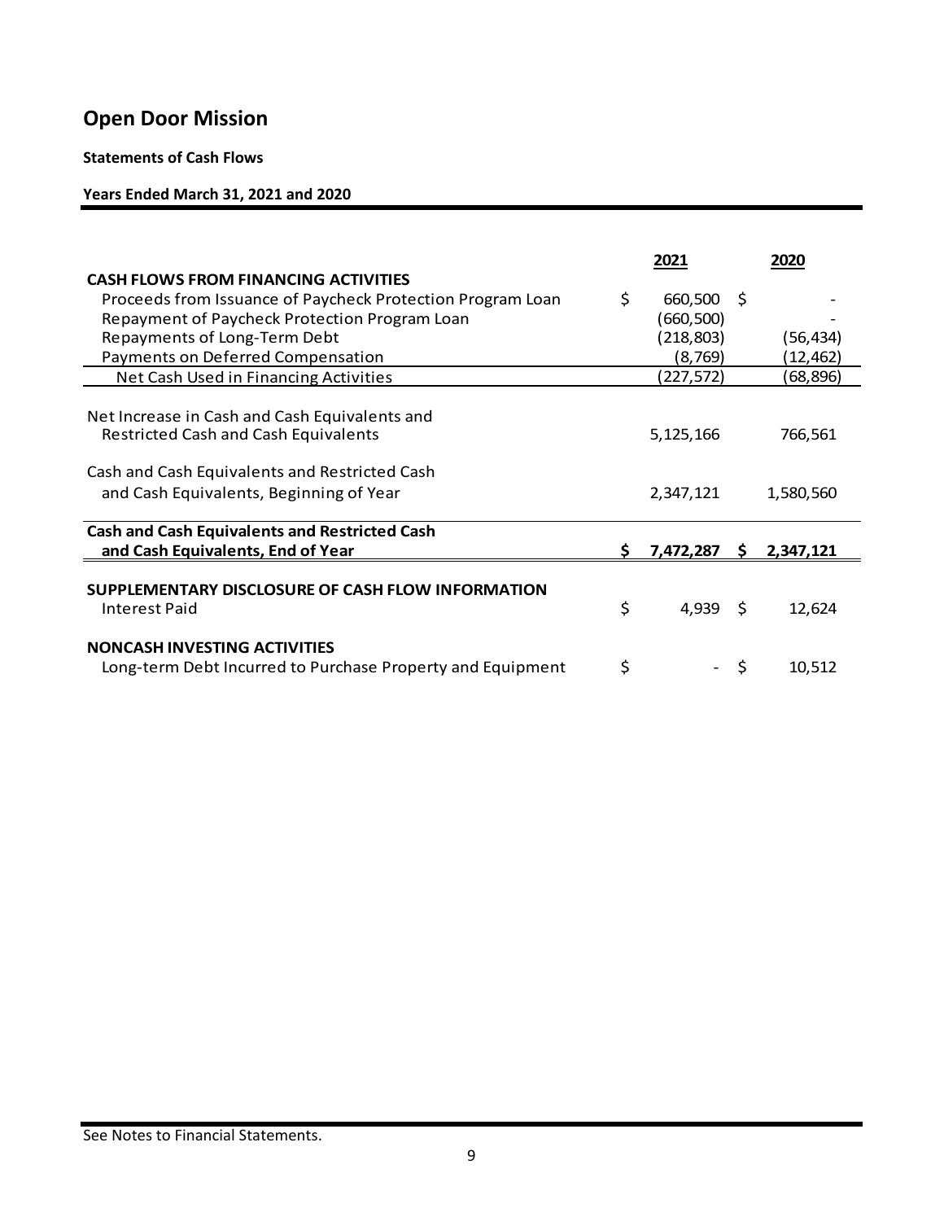# Open Door Mission

**Statements of Cash Flows**

**Years Ended March 31, 2021 and 2020**

| | 2021 | 2020 |
|---|---|---|
| **CASH FLOWS FROM FINANCING ACTIVITIES** | | |
| Proceeds from Issuance of Paycheck Protection Program Loan | $ 660,500 | $ - |
| Repayment of Paycheck Protection Program Loan | (660,500) | - |
| Repayments of Long-Term Debt | (218,803) | (56,434) |
| Payments on Deferred Compensation | (8,769) | (12,462) |
| Net Cash Used in Financing Activities | (227,572) | (68,896) |
| Net Increase in Cash and Cash Equivalents and Restricted Cash and Cash Equivalents | 5,125,166 | 766,561 |
| Cash and Cash Equivalents and Restricted Cash and Cash Equivalents, Beginning of Year | 2,347,121 | 1,580,560 |
| **Cash and Cash Equivalents and Restricted Cash and Cash Equivalents, End of Year** | **$ 7,472,287** | **$ 2,347,121** |
| **SUPPLEMENTARY DISCLOSURE OF CASH FLOW INFORMATION** | | |
| Interest Paid | $ 4,939 | $ 12,624 |
| **NONCASH INVESTING ACTIVITIES** | | |
| Long-term Debt Incurred to Purchase Property and Equipment | $ - | $ 10,512 |

See Notes to Financial Statements.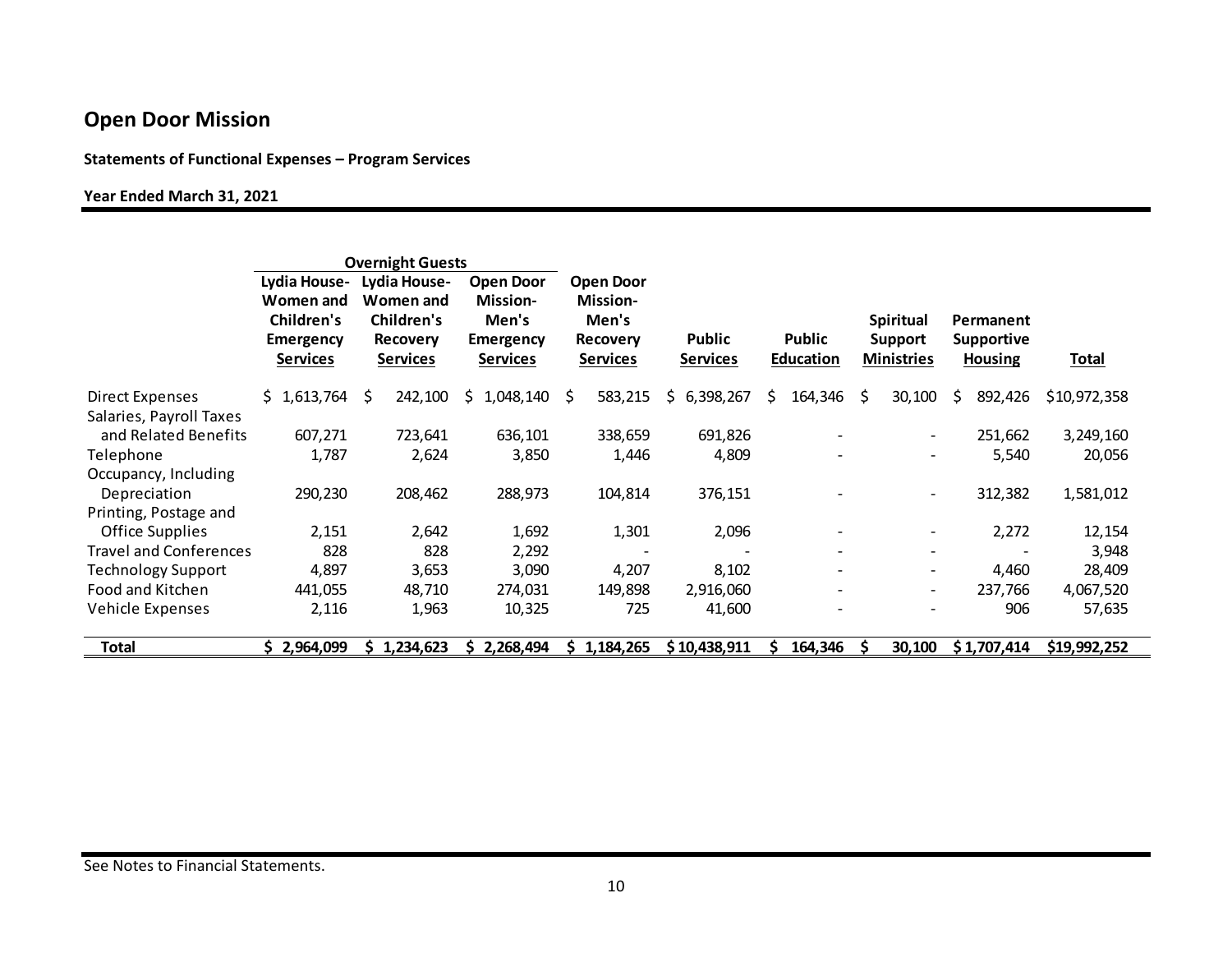# Open Door Mission

**Statements of Functional Expenses – Program Services**

**Year Ended March 31, 2021**

| | Overnight Guests | | | | | | | | |
|---|---|---|---|---|---|---|---|---|---|
| | **Lydia House- Women and Children's Emergency Services** | **Lydia House- Women and Children's Recovery Services** | **Open Door Mission- Men's Emergency Services** | **Open Door Mission- Men's Recovery Services** | **Public Services** | **Public Education** | **Spiritual Support Ministries** | **Permanent Supportive Housing** | **Total** |
| Direct Expenses | $ 1,613,764 | $ 242,100 | $ 1,048,140 | $ 583,215 | $ 6,398,267 | $ 164,346 | $ 30,100 | $ 892,426 | $10,972,358 |
| Salaries, Payroll Taxes and Related Benefits | 607,271 | 723,641 | 636,101 | 338,659 | 691,826 | - | - | 251,662 | 3,249,160 |
| Telephone | 1,787 | 2,624 | 3,850 | 1,446 | 4,809 | - | - | 5,540 | 20,056 |
| Occupancy, Including Depreciation | 290,230 | 208,462 | 288,973 | 104,814 | 376,151 | - | - | 312,382 | 1,581,012 |
| Printing, Postage and Office Supplies | 2,151 | 2,642 | 1,692 | 1,301 | 2,096 | - | - | 2,272 | 12,154 |
| Travel and Conferences | 828 | 828 | 2,292 | - | - | - | - | - | 3,948 |
| Technology Support | 4,897 | 3,653 | 3,090 | 4,207 | 8,102 | - | - | 4,460 | 28,409 |
| Food and Kitchen | 441,055 | 48,710 | 274,031 | 149,898 | 2,916,060 | - | - | 237,766 | 4,067,520 |
| Vehicle Expenses | 2,116 | 1,963 | 10,325 | 725 | 41,600 | - | - | 906 | 57,635 |
| **Total** | **$ 2,964,099** | **$ 1,234,623** | **$ 2,268,494** | **$ 1,184,265** | **$ 10,438,911** | **$ 164,346** | **$ 30,100** | **$ 1,707,414** | **$19,992,252** |

See Notes to Financial Statements.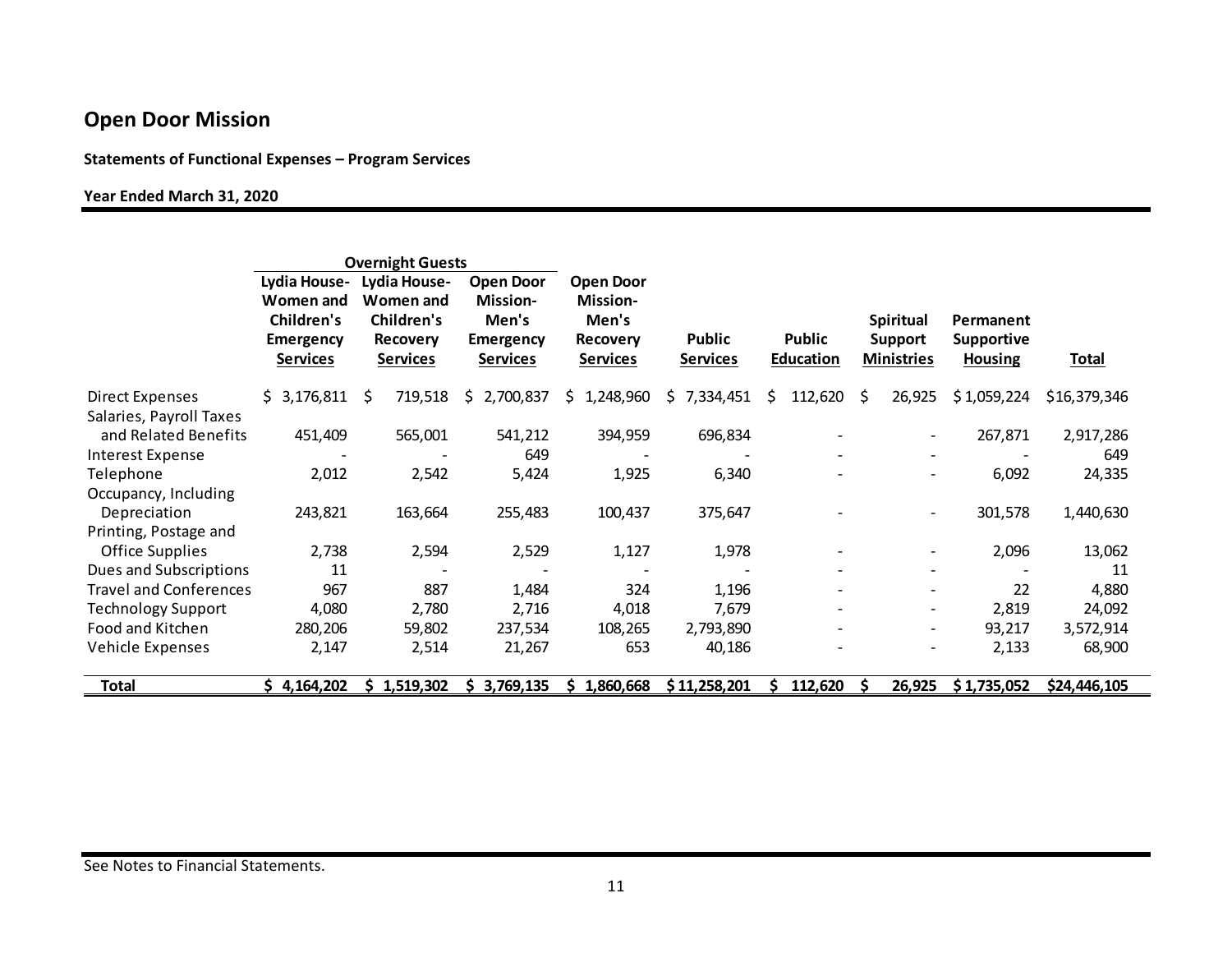# Open Door Mission

**Statements of Functional Expenses – Program Services**

**Year Ended March 31, 2020**

| | Overnight Guests | | | | | | | | |
|---|---|---|---|---|---|---|---|---|---|
| | Lydia House- Women and Children's Emergency Services | Lydia House- Women and Children's Recovery Services | Open Door Mission- Men's Emergency Services | Open Door Mission- Men's Recovery Services | Public Services | Public Education | Spiritual Support Ministries | Permanent Supportive Housing | Total |
| Direct Expenses | $ 3,176,811 | $ 719,518 | $ 2,700,837 | $ 1,248,960 | $ 7,334,451 | $ 112,620 | $ 26,925 | $ 1,059,224 | $16,379,346 |
| Salaries, Payroll Taxes and Related Benefits | 451,409 | 565,001 | 541,212 | 394,959 | 696,834 | - | - | 267,871 | 2,917,286 |
| Interest Expense | - | - | 649 | - | - | - | - | - | 649 |
| Telephone | 2,012 | 2,542 | 5,424 | 1,925 | 6,340 | - | - | 6,092 | 24,335 |
| Occupancy, Including Depreciation | 243,821 | 163,664 | 255,483 | 100,437 | 375,647 | - | - | 301,578 | 1,440,630 |
| Printing, Postage and Office Supplies | 2,738 | 2,594 | 2,529 | 1,127 | 1,978 | - | - | 2,096 | 13,062 |
| Dues and Subscriptions | 11 | - | - | - | - | - | - | - | 11 |
| Travel and Conferences | 967 | 887 | 1,484 | 324 | 1,196 | - | - | 22 | 4,880 |
| Technology Support | 4,080 | 2,780 | 2,716 | 4,018 | 7,679 | - | - | 2,819 | 24,092 |
| Food and Kitchen | 280,206 | 59,802 | 237,534 | 108,265 | 2,793,890 | - | - | 93,217 | 3,572,914 |
| Vehicle Expenses | 2,147 | 2,514 | 21,267 | 653 | 40,186 | - | - | 2,133 | 68,900 |
| **Total** | **$ 4,164,202** | **$ 1,519,302** | **$ 3,769,135** | **$ 1,860,668** | **$ 11,258,201** | **$ 112,620** | **$ 26,925** | **$ 1,735,052** | **$24,446,105** |

See Notes to Financial Statements.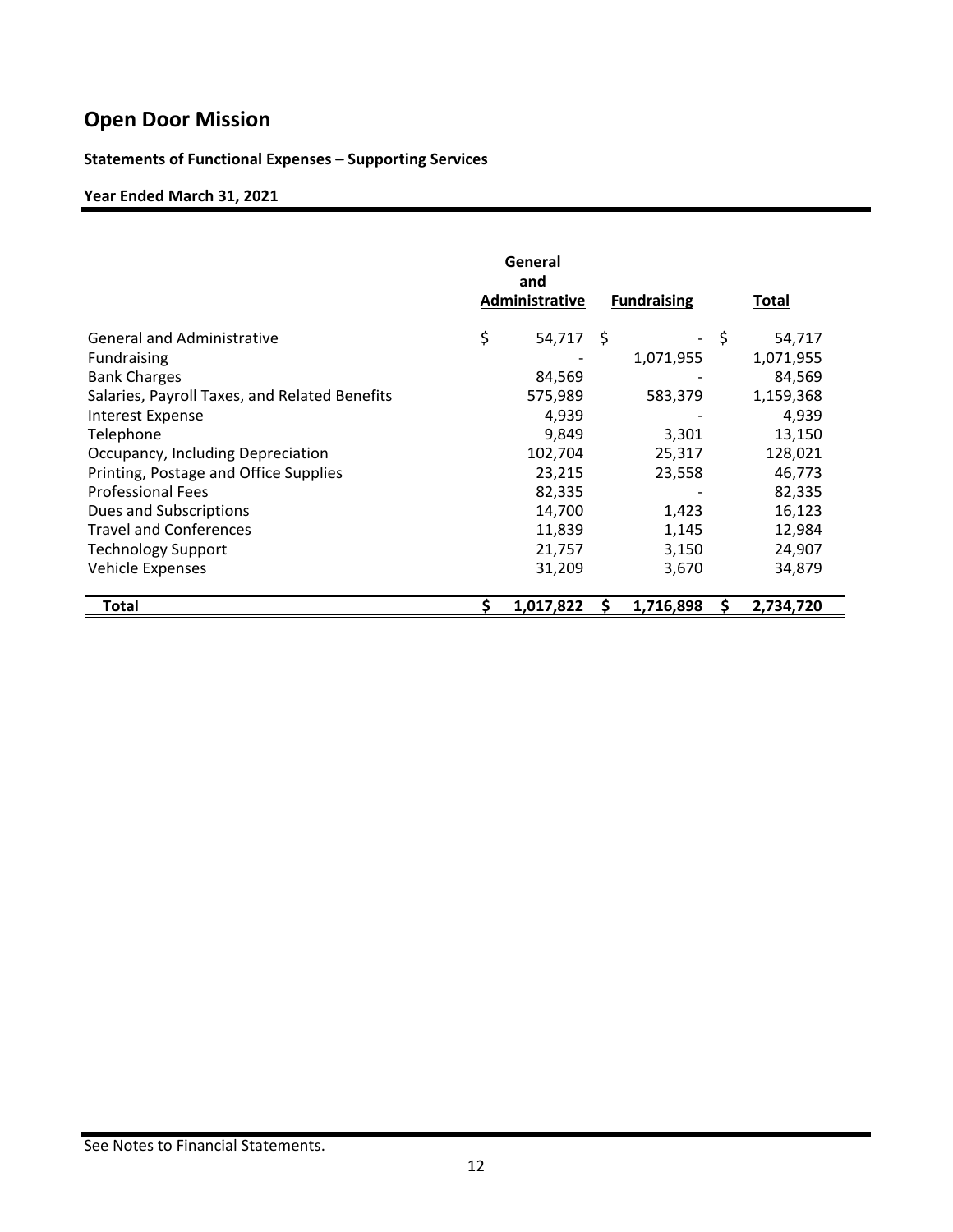# Open Door Mission

**Statements of Functional Expenses – Supporting Services**

**Year Ended March 31, 2021**

| | General and Administrative | Fundraising | Total |
|---|---|---|---|
| General and Administrative | $ 54,717 | $ - | $ 54,717 |
| Fundraising | - | 1,071,955 | 1,071,955 |
| Bank Charges | 84,569 | - | 84,569 |
| Salaries, Payroll Taxes, and Related Benefits | 575,989 | 583,379 | 1,159,368 |
| Interest Expense | 4,939 | - | 4,939 |
| Telephone | 9,849 | 3,301 | 13,150 |
| Occupancy, Including Depreciation | 102,704 | 25,317 | 128,021 |
| Printing, Postage and Office Supplies | 23,215 | 23,558 | 46,773 |
| Professional Fees | 82,335 | - | 82,335 |
| Dues and Subscriptions | 14,700 | 1,423 | 16,123 |
| Travel and Conferences | 11,839 | 1,145 | 12,984 |
| Technology Support | 21,757 | 3,150 | 24,907 |
| Vehicle Expenses | 31,209 | 3,670 | 34,879 |
| **Total** | **$ 1,017,822** | **$ 1,716,898** | **$ 2,734,720** |

See Notes to Financial Statements.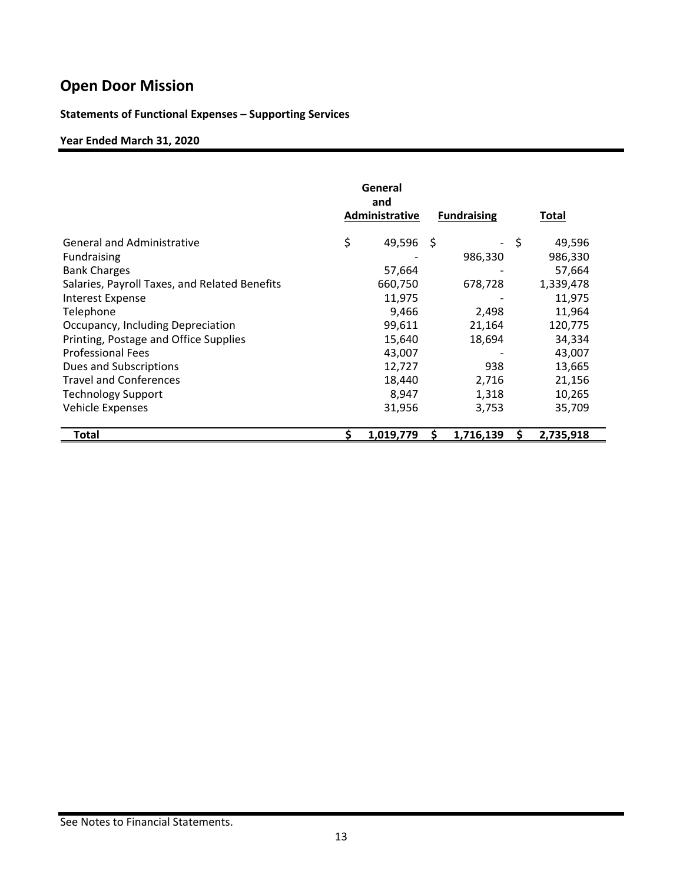# Open Door Mission

**Statements of Functional Expenses – Supporting Services**

**Year Ended March 31, 2020**

| | General and Administrative | Fundraising | Total |
|---|---|---|---|
| General and Administrative | $ 49,596 | $ - | $ 49,596 |
| Fundraising | - | 986,330 | 986,330 |
| Bank Charges | 57,664 | - | 57,664 |
| Salaries, Payroll Taxes, and Related Benefits | 660,750 | 678,728 | 1,339,478 |
| Interest Expense | 11,975 | - | 11,975 |
| Telephone | 9,466 | 2,498 | 11,964 |
| Occupancy, Including Depreciation | 99,611 | 21,164 | 120,775 |
| Printing, Postage and Office Supplies | 15,640 | 18,694 | 34,334 |
| Professional Fees | 43,007 | - | 43,007 |
| Dues and Subscriptions | 12,727 | 938 | 13,665 |
| Travel and Conferences | 18,440 | 2,716 | 21,156 |
| Technology Support | 8,947 | 1,318 | 10,265 |
| Vehicle Expenses | 31,956 | 3,753 | 35,709 |
| **Total** | **$ 1,019,779** | **$ 1,716,139** | **$ 2,735,918** |

See Notes to Financial Statements.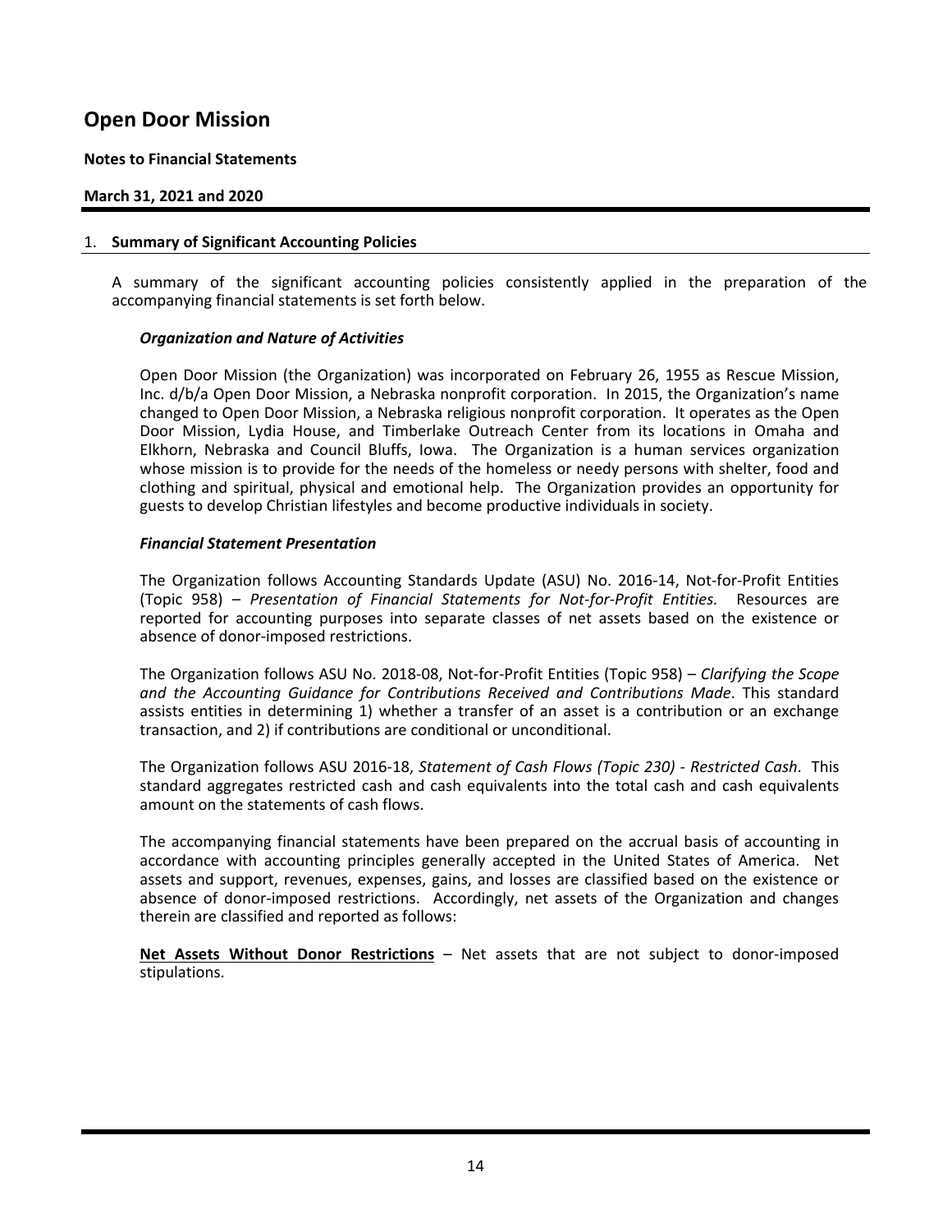# Open Door Mission

**Notes to Financial Statements**

**March 31, 2021 and 2020**

## 1. Summary of Significant Accounting Policies

A summary of the significant accounting policies consistently applied in the preparation of the accompanying financial statements is set forth below.

### *Organization and Nature of Activities*

Open Door Mission (the Organization) was incorporated on February 26, 1955 as Rescue Mission, Inc. d/b/a Open Door Mission, a Nebraska nonprofit corporation. In 2015, the Organization's name changed to Open Door Mission, a Nebraska religious nonprofit corporation. It operates as the Open Door Mission, Lydia House, and Timberlake Outreach Center from its locations in Omaha and Elkhorn, Nebraska and Council Bluffs, Iowa. The Organization is a human services organization whose mission is to provide for the needs of the homeless or needy persons with shelter, food and clothing and spiritual, physical and emotional help. The Organization provides an opportunity for guests to develop Christian lifestyles and become productive individuals in society.

### *Financial Statement Presentation*

The Organization follows Accounting Standards Update (ASU) No. 2016-14, Not-for-Profit Entities (Topic 958) – *Presentation of Financial Statements for Not-for-Profit Entities.* Resources are reported for accounting purposes into separate classes of net assets based on the existence or absence of donor-imposed restrictions.

The Organization follows ASU No. 2018-08, Not-for-Profit Entities (Topic 958) – *Clarifying the Scope and the Accounting Guidance for Contributions Received and Contributions Made*. This standard assists entities in determining 1) whether a transfer of an asset is a contribution or an exchange transaction, and 2) if contributions are conditional or unconditional.

The Organization follows ASU 2016-18, *Statement of Cash Flows (Topic 230) - Restricted Cash*. This standard aggregates restricted cash and cash equivalents into the total cash and cash equivalents amount on the statements of cash flows.

The accompanying financial statements have been prepared on the accrual basis of accounting in accordance with accounting principles generally accepted in the United States of America. Net assets and support, revenues, expenses, gains, and losses are classified based on the existence or absence of donor-imposed restrictions. Accordingly, net assets of the Organization and changes therein are classified and reported as follows:

**Net Assets Without Donor Restrictions** – Net assets that are not subject to donor-imposed stipulations.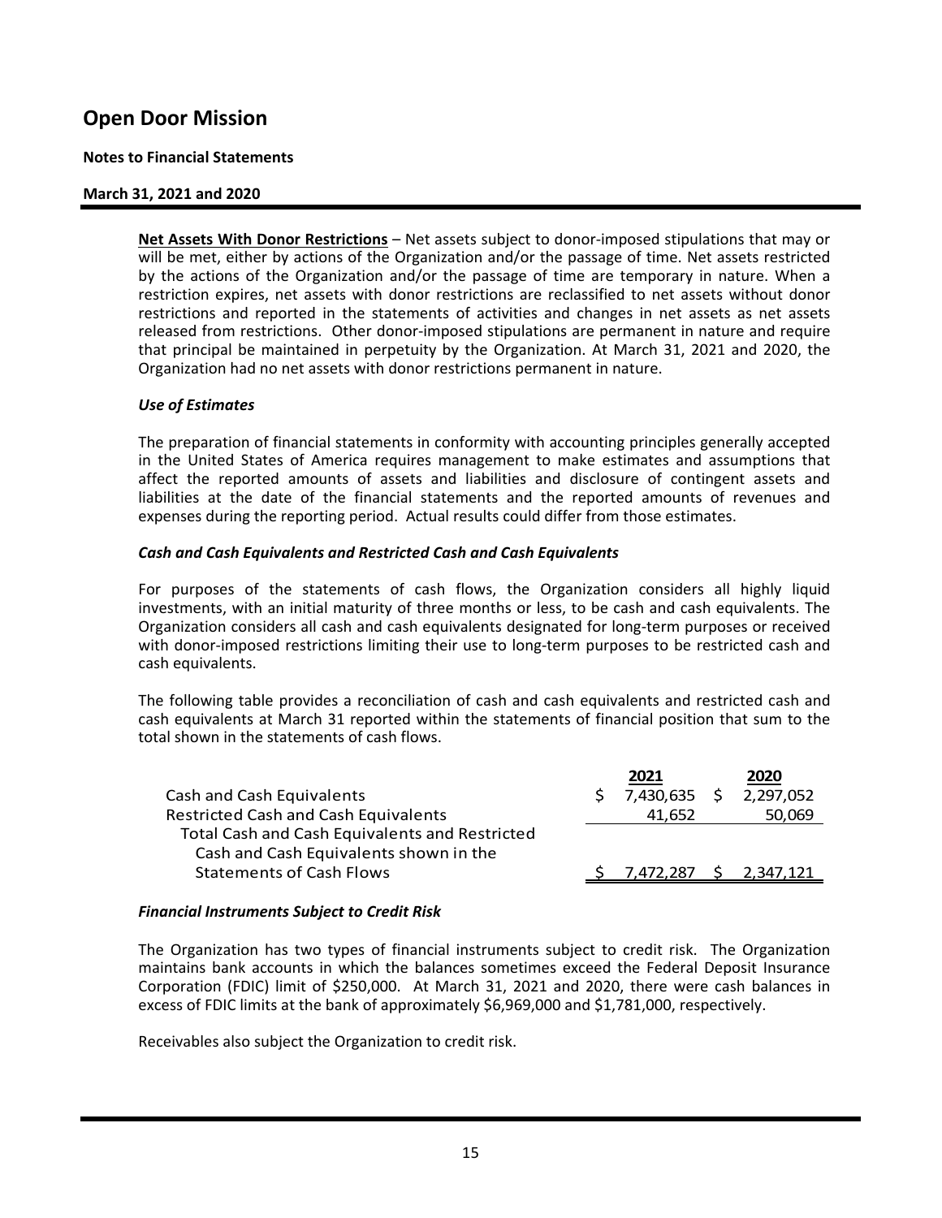**Net Assets With Donor Restrictions** – Net assets subject to donor-imposed stipulations that may or will be met, either by actions of the Organization and/or the passage of time. Net assets restricted by the actions of the Organization and/or the passage of time are temporary in nature. When a restriction expires, net assets with donor restrictions are reclassified to net assets without donor restrictions and reported in the statements of activities and changes in net assets as net assets released from restrictions. Other donor-imposed stipulations are permanent in nature and require that principal be maintained in perpetuity by the Organization. At March 31, 2021 and 2020, the Organization had no net assets with donor restrictions permanent in nature.

### *Use of Estimates*

The preparation of financial statements in conformity with accounting principles generally accepted in the United States of America requires management to make estimates and assumptions that affect the reported amounts of assets and liabilities and disclosure of contingent assets and liabilities at the date of the financial statements and the reported amounts of revenues and expenses during the reporting period. Actual results could differ from those estimates.

### *Cash and Cash Equivalents and Restricted Cash and Cash Equivalents*

For purposes of the statements of cash flows, the Organization considers all highly liquid investments, with an initial maturity of three months or less, to be cash and cash equivalents. The Organization considers all cash and cash equivalents designated for long-term purposes or received with donor-imposed restrictions limiting their use to long-term purposes to be restricted cash and cash equivalents.

The following table provides a reconciliation of cash and cash equivalents and restricted cash and cash equivalents at March 31 reported within the statements of financial position that sum to the total shown in the statements of cash flows.

| | 2021 | 2020 |
|---|---|---|
| Cash and Cash Equivalents | $ 7,430,635 | $ 2,297,052 |
| Restricted Cash and Cash Equivalents | 41,652 | 50,069 |
| Total Cash and Cash Equivalents and Restricted Cash and Cash Equivalents shown in the Statements of Cash Flows | $ 7,472,287 | $ 2,347,121 |

### *Financial Instruments Subject to Credit Risk*

The Organization has two types of financial instruments subject to credit risk. The Organization maintains bank accounts in which the balances sometimes exceed the Federal Deposit Insurance Corporation (FDIC) limit of $250,000. At March 31, 2021 and 2020, there were cash balances in excess of FDIC limits at the bank of approximately $6,969,000 and $1,781,000, respectively.

Receivables also subject the Organization to credit risk.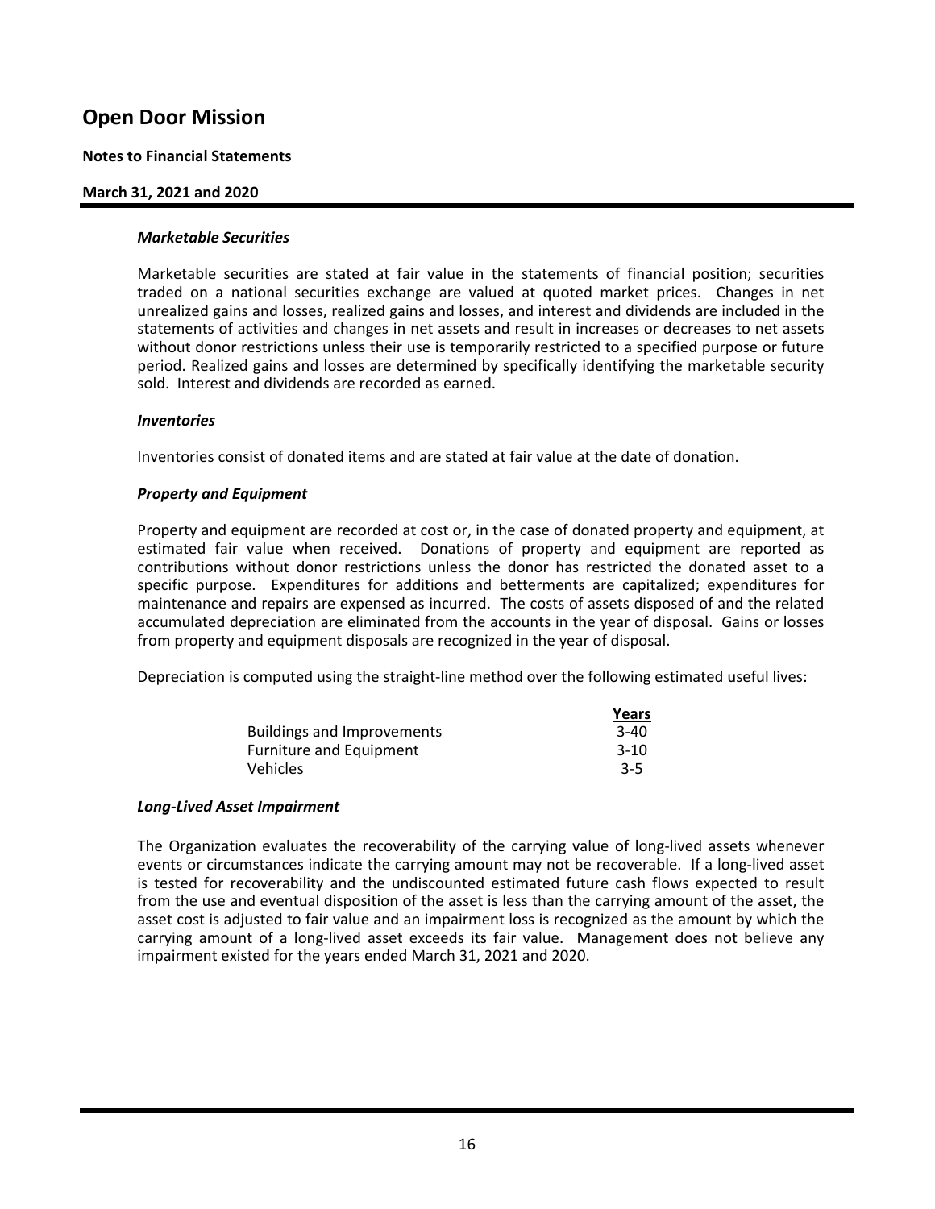# Open Door Mission

**Notes to Financial Statements**

**March 31, 2021 and 2020**

***Marketable Securities***

Marketable securities are stated at fair value in the statements of financial position; securities traded on a national securities exchange are valued at quoted market prices. Changes in net unrealized gains and losses, realized gains and losses, and interest and dividends are included in the statements of activities and changes in net assets and result in increases or decreases to net assets without donor restrictions unless their use is temporarily restricted to a specified purpose or future period. Realized gains and losses are determined by specifically identifying the marketable security sold. Interest and dividends are recorded as earned.

***Inventories***

Inventories consist of donated items and are stated at fair value at the date of donation.

***Property and Equipment***

Property and equipment are recorded at cost or, in the case of donated property and equipment, at estimated fair value when received. Donations of property and equipment are reported as contributions without donor restrictions unless the donor has restricted the donated asset to a specific purpose. Expenditures for additions and betterments are capitalized; expenditures for maintenance and repairs are expensed as incurred. The costs of assets disposed of and the related accumulated depreciation are eliminated from the accounts in the year of disposal. Gains or losses from property and equipment disposals are recognized in the year of disposal.

Depreciation is computed using the straight-line method over the following estimated useful lives:

| | Years |
|---|---|
| Buildings and Improvements | 3-40 |
| Furniture and Equipment | 3-10 |
| Vehicles | 3-5 |

***Long-Lived Asset Impairment***

The Organization evaluates the recoverability of the carrying value of long-lived assets whenever events or circumstances indicate the carrying amount may not be recoverable. If a long-lived asset is tested for recoverability and the undiscounted estimated future cash flows expected to result from the use and eventual disposition of the asset is less than the carrying amount of the asset, the asset cost is adjusted to fair value and an impairment loss is recognized as the amount by which the carrying amount of a long-lived asset exceeds its fair value. Management does not believe any impairment existed for the years ended March 31, 2021 and 2020.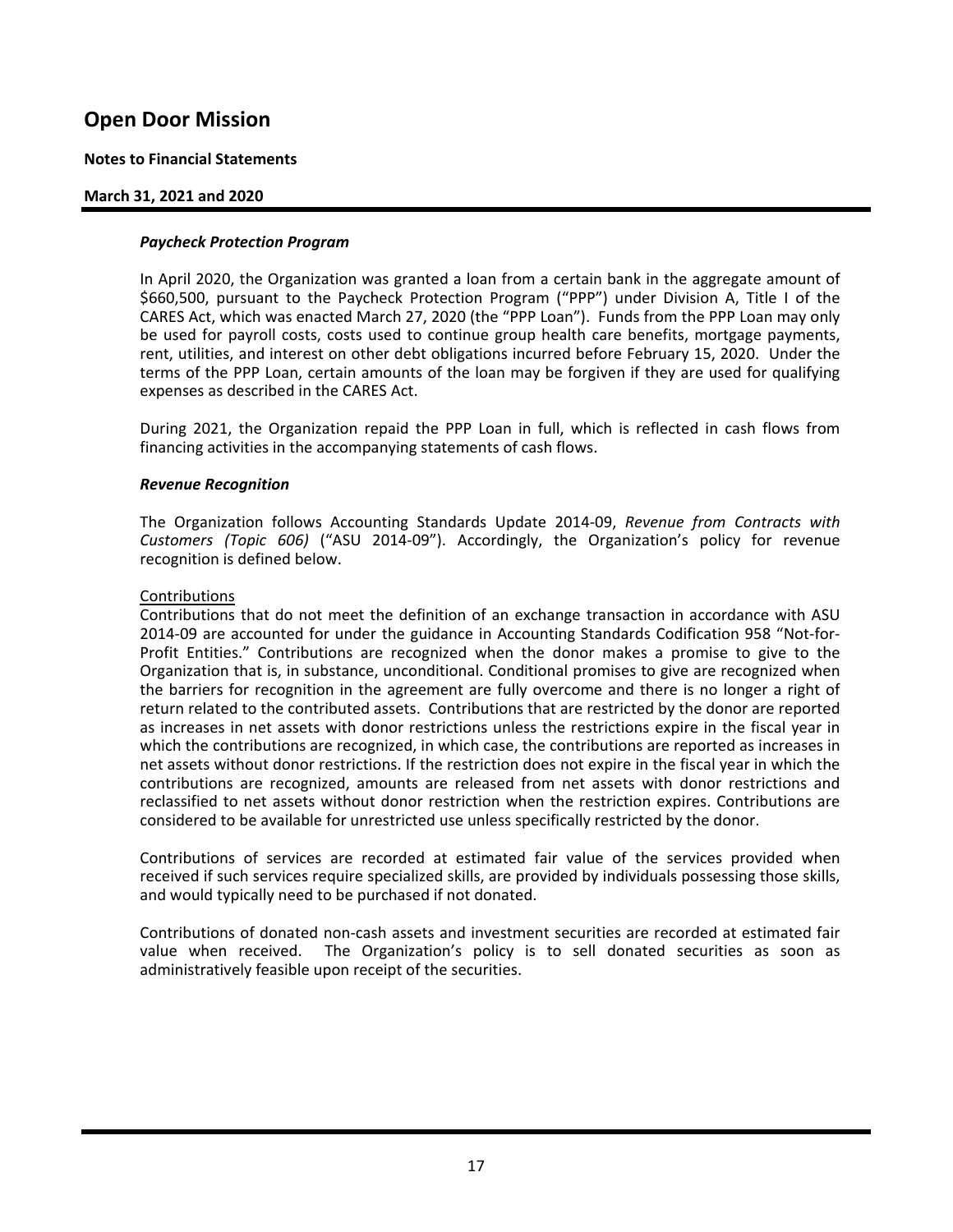***Paycheck Protection Program***

In April 2020, the Organization was granted a loan from a certain bank in the aggregate amount of $660,500, pursuant to the Paycheck Protection Program ("PPP") under Division A, Title I of the CARES Act, which was enacted March 27, 2020 (the "PPP Loan"). Funds from the PPP Loan may only be used for payroll costs, costs used to continue group health care benefits, mortgage payments, rent, utilities, and interest on other debt obligations incurred before February 15, 2020. Under the terms of the PPP Loan, certain amounts of the loan may be forgiven if they are used for qualifying expenses as described in the CARES Act.

During 2021, the Organization repaid the PPP Loan in full, which is reflected in cash flows from financing activities in the accompanying statements of cash flows.

***Revenue Recognition***

The Organization follows Accounting Standards Update 2014-09, *Revenue from Contracts with Customers (Topic 606)* ("ASU 2014-09"). Accordingly, the Organization's policy for revenue recognition is defined below.

Contributions
Contributions that do not meet the definition of an exchange transaction in accordance with ASU 2014-09 are accounted for under the guidance in Accounting Standards Codification 958 "Not-for-Profit Entities." Contributions are recognized when the donor makes a promise to give to the Organization that is, in substance, unconditional. Conditional promises to give are recognized when the barriers for recognition in the agreement are fully overcome and there is no longer a right of return related to the contributed assets. Contributions that are restricted by the donor are reported as increases in net assets with donor restrictions unless the restrictions expire in the fiscal year in which the contributions are recognized, in which case, the contributions are reported as increases in net assets without donor restrictions. If the restriction does not expire in the fiscal year in which the contributions are recognized, amounts are released from net assets with donor restrictions and reclassified to net assets without donor restriction when the restriction expires. Contributions are considered to be available for unrestricted use unless specifically restricted by the donor.

Contributions of services are recorded at estimated fair value of the services provided when received if such services require specialized skills, are provided by individuals possessing those skills, and would typically need to be purchased if not donated.

Contributions of donated non-cash assets and investment securities are recorded at estimated fair value when received. The Organization's policy is to sell donated securities as soon as administratively feasible upon receipt of the securities.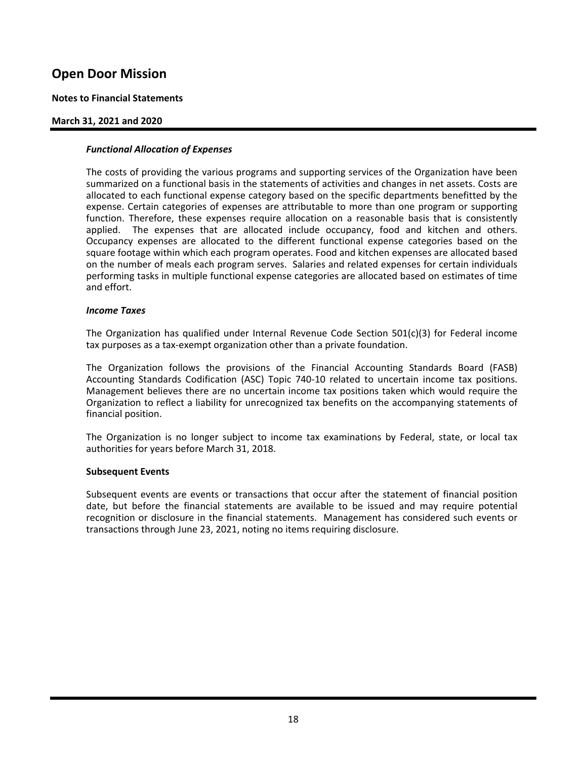### *Functional Allocation of Expenses*

The costs of providing the various programs and supporting services of the Organization have been summarized on a functional basis in the statements of activities and changes in net assets. Costs are allocated to each functional expense category based on the specific departments benefitted by the expense. Certain categories of expenses are attributable to more than one program or supporting function. Therefore, these expenses require allocation on a reasonable basis that is consistently applied. The expenses that are allocated include occupancy, food and kitchen and others. Occupancy expenses are allocated to the different functional expense categories based on the square footage within which each program operates. Food and kitchen expenses are allocated based on the number of meals each program serves. Salaries and related expenses for certain individuals performing tasks in multiple functional expense categories are allocated based on estimates of time and effort.

### *Income Taxes*

The Organization has qualified under Internal Revenue Code Section 501(c)(3) for Federal income tax purposes as a tax-exempt organization other than a private foundation.

The Organization follows the provisions of the Financial Accounting Standards Board (FASB) Accounting Standards Codification (ASC) Topic 740-10 related to uncertain income tax positions. Management believes there are no uncertain income tax positions taken which would require the Organization to reflect a liability for unrecognized tax benefits on the accompanying statements of financial position.

The Organization is no longer subject to income tax examinations by Federal, state, or local tax authorities for years before March 31, 2018.

### **Subsequent Events**

Subsequent events are events or transactions that occur after the statement of financial position date, but before the financial statements are available to be issued and may require potential recognition or disclosure in the financial statements. Management has considered such events or transactions through June 23, 2021, noting no items requiring disclosure.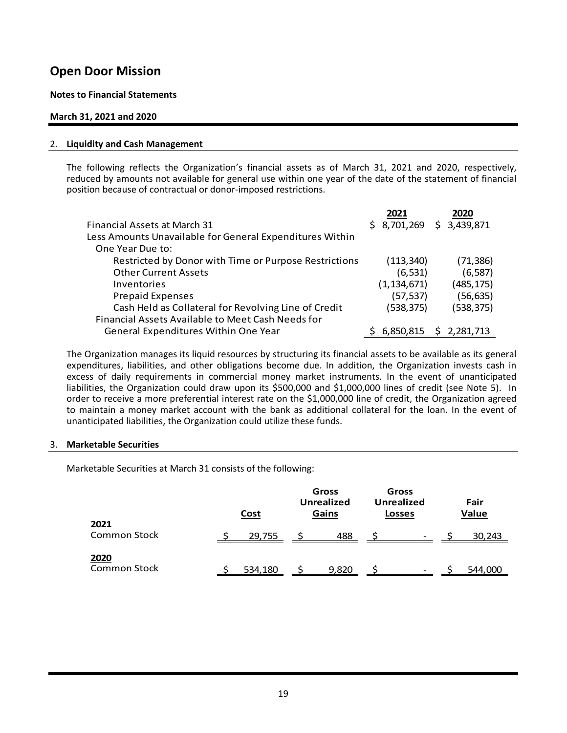# Open Door Mission

**Notes to Financial Statements**

**March 31, 2021 and 2020**

## 2. Liquidity and Cash Management

The following reflects the Organization's financial assets as of March 31, 2021 and 2020, respectively, reduced by amounts not available for general use within one year of the date of the statement of financial position because of contractual or donor-imposed restrictions.

| | 2021 | 2020 |
|---|---|---|
| Financial Assets at March 31 | $ 8,701,269 | $ 3,439,871 |
| Less Amounts Unavailable for General Expenditures Within One Year Due to: | | |
| Restricted by Donor with Time or Purpose Restrictions | (113,340) | (71,386) |
| Other Current Assets | (6,531) | (6,587) |
| Inventories | (1,134,671) | (485,175) |
| Prepaid Expenses | (57,537) | (56,635) |
| Cash Held as Collateral for Revolving Line of Credit | (538,375) | (538,375) |
| Financial Assets Available to Meet Cash Needs for General Expenditures Within One Year | $ 6,850,815 | $ 2,281,713 |

The Organization manages its liquid resources by structuring its financial assets to be available as its general expenditures, liabilities, and other obligations become due. In addition, the Organization invests cash in excess of daily requirements in commercial money market instruments. In the event of unanticipated liabilities, the Organization could draw upon its $500,000 and $1,000,000 lines of credit (see Note 5). In order to receive a more preferential interest rate on the $1,000,000 line of credit, the Organization agreed to maintain a money market account with the bank as additional collateral for the loan. In the event of unanticipated liabilities, the Organization could utilize these funds.

## 3. Marketable Securities

Marketable Securities at March 31 consists of the following:

| | Cost | Gross Unrealized Gains | Gross Unrealized Losses | Fair Value |
|---|---|---|---|---|
| **2021** | | | | |
| Common Stock | $ 29,755 | $ 488 | $ - | $ 30,243 |
| **2020** | | | | |
| Common Stock | $ 534,180 | $ 9,820 | $ - | $ 544,000 |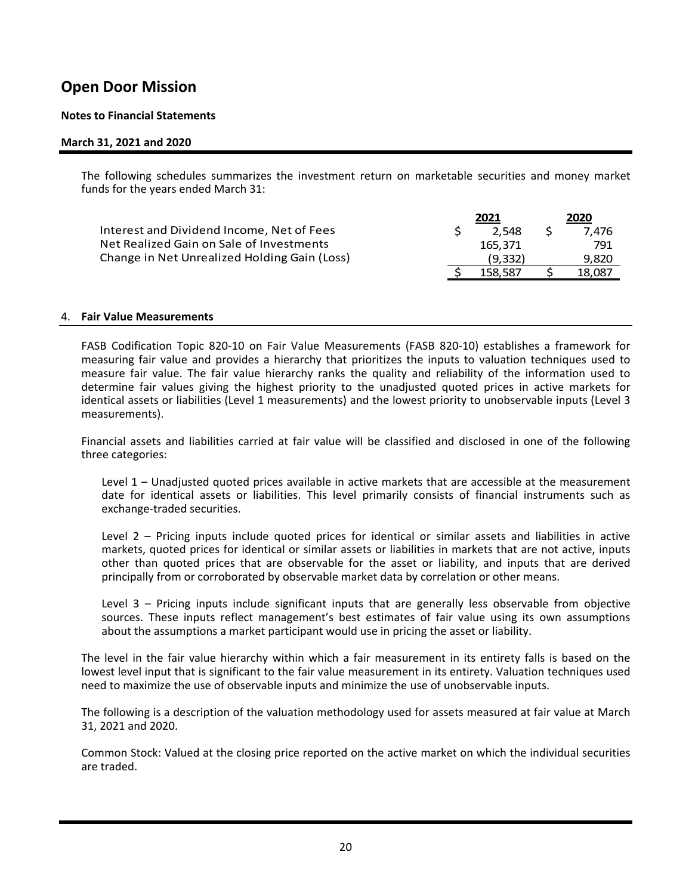# Open Door Mission

**Notes to Financial Statements**

**March 31, 2021 and 2020**

The following schedules summarizes the investment return on marketable securities and money market funds for the years ended March 31:

| | 2021 | 2020 |
|---|---|---|
| Interest and Dividend Income, Net of Fees | $ 2,548 | $ 7,476 |
| Net Realized Gain on Sale of Investments | 165,371 | 791 |
| Change in Net Unrealized Holding Gain (Loss) | (9,332) | 9,820 |
| | $ 158,587 | $ 18,087 |

## 4. Fair Value Measurements

FASB Codification Topic 820-10 on Fair Value Measurements (FASB 820-10) establishes a framework for measuring fair value and provides a hierarchy that prioritizes the inputs to valuation techniques used to measure fair value. The fair value hierarchy ranks the quality and reliability of the information used to determine fair values giving the highest priority to the unadjusted quoted prices in active markets for identical assets or liabilities (Level 1 measurements) and the lowest priority to unobservable inputs (Level 3 measurements).

Financial assets and liabilities carried at fair value will be classified and disclosed in one of the following three categories:

Level 1 – Unadjusted quoted prices available in active markets that are accessible at the measurement date for identical assets or liabilities. This level primarily consists of financial instruments such as exchange-traded securities.

Level 2 – Pricing inputs include quoted prices for identical or similar assets and liabilities in active markets, quoted prices for identical or similar assets or liabilities in markets that are not active, inputs other than quoted prices that are observable for the asset or liability, and inputs that are derived principally from or corroborated by observable market data by correlation or other means.

Level 3 – Pricing inputs include significant inputs that are generally less observable from objective sources. These inputs reflect management's best estimates of fair value using its own assumptions about the assumptions a market participant would use in pricing the asset or liability.

The level in the fair value hierarchy within which a fair measurement in its entirety falls is based on the lowest level input that is significant to the fair value measurement in its entirety. Valuation techniques used need to maximize the use of observable inputs and minimize the use of unobservable inputs.

The following is a description of the valuation methodology used for assets measured at fair value at March 31, 2021 and 2020.

Common Stock: Valued at the closing price reported on the active market on which the individual securities are traded.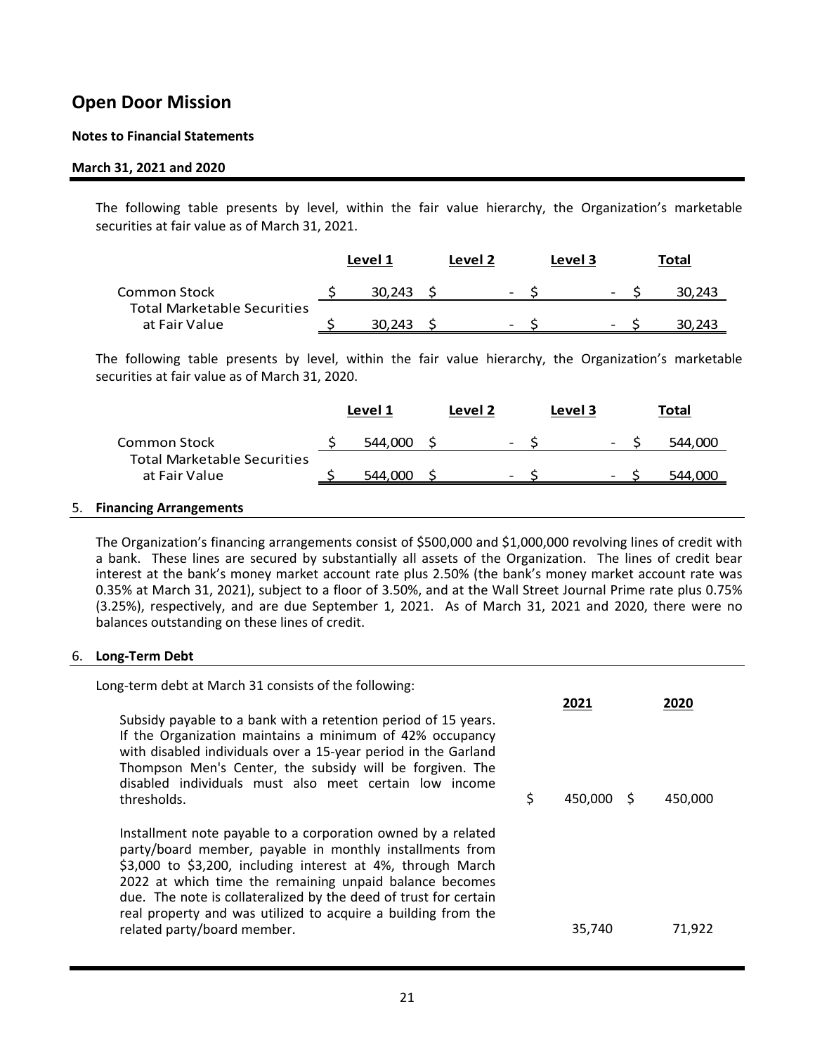# Open Door Mission

**Notes to Financial Statements**

**March 31, 2021 and 2020**

The following table presents by level, within the fair value hierarchy, the Organization's marketable securities at fair value as of March 31, 2021.

| | Level 1 | Level 2 | Level 3 | Total |
|---|---|---|---|---|
| Common Stock | $ 30,243 | $ - | $ - | $ 30,243 |
| Total Marketable Securities at Fair Value | $ 30,243 | $ - | $ - | $ 30,243 |

The following table presents by level, within the fair value hierarchy, the Organization's marketable securities at fair value as of March 31, 2020.

| | Level 1 | Level 2 | Level 3 | Total |
|---|---|---|---|---|
| Common Stock | $ 544,000 | $ - | $ - | $ 544,000 |
| Total Marketable Securities at Fair Value | $ 544,000 | $ - | $ - | $ 544,000 |

## 5. Financing Arrangements

The Organization's financing arrangements consist of $500,000 and $1,000,000 revolving lines of credit with a bank. These lines are secured by substantially all assets of the Organization. The lines of credit bear interest at the bank's money market account rate plus 2.50% (the bank's money market account rate was 0.35% at March 31, 2021), subject to a floor of 3.50%, and at the Wall Street Journal Prime rate plus 0.75% (3.25%), respectively, and are due September 1, 2021. As of March 31, 2021 and 2020, there were no balances outstanding on these lines of credit.

## 6. Long-Term Debt

Long-term debt at March 31 consists of the following:

| | 2021 | 2020 |
|---|---|---|
| Subsidy payable to a bank with a retention period of 15 years. If the Organization maintains a minimum of 42% occupancy with disabled individuals over a 15-year period in the Garland Thompson Men's Center, the subsidy will be forgiven. The disabled individuals must also meet certain low income thresholds. | $ 450,000 | $ 450,000 |
| Installment note payable to a corporation owned by a related party/board member, payable in monthly installments from $3,000 to $3,200, including interest at 4%, through March 2022 at which time the remaining unpaid balance becomes due. The note is collateralized by the deed of trust for certain real property and was utilized to acquire a building from the related party/board member. | 35,740 | 71,922 |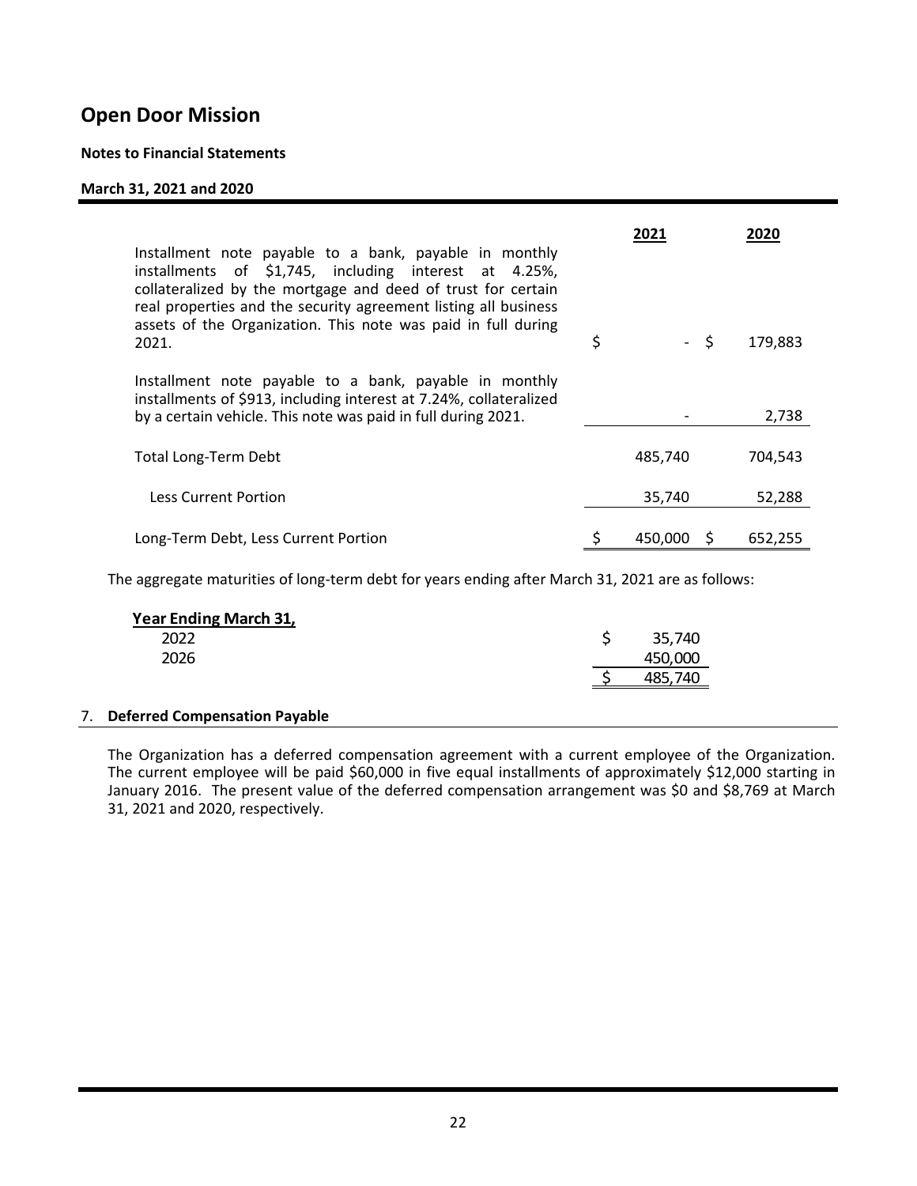# Open Door Mission

**Notes to Financial Statements**

**March 31, 2021 and 2020**

| | 2021 | 2020 |
|---|---|---|
| Installment note payable to a bank, payable in monthly installments of $1,745, including interest at 4.25%, collateralized by the mortgage and deed of trust for certain real properties and the security agreement listing all business assets of the Organization. This note was paid in full during 2021. | $ - | $ 179,883 |
| Installment note payable to a bank, payable in monthly installments of $913, including interest at 7.24%, collateralized by a certain vehicle. This note was paid in full during 2021. | - | 2,738 |
| Total Long-Term Debt | 485,740 | 704,543 |
| Less Current Portion | 35,740 | 52,288 |
| Long-Term Debt, Less Current Portion | $ 450,000 | $ 652,255 |

The aggregate maturities of long-term debt for years ending after March 31, 2021 are as follows:

| Year Ending March 31, | |
|---|---|
| 2022 | $ 35,740 |
| 2026 | 450,000 |
| | $ 485,740 |

## 7. Deferred Compensation Payable

The Organization has a deferred compensation agreement with a current employee of the Organization. The current employee will be paid $60,000 in five equal installments of approximately $12,000 starting in January 2016. The present value of the deferred compensation arrangement was $0 and $8,769 at March 31, 2021 and 2020, respectively.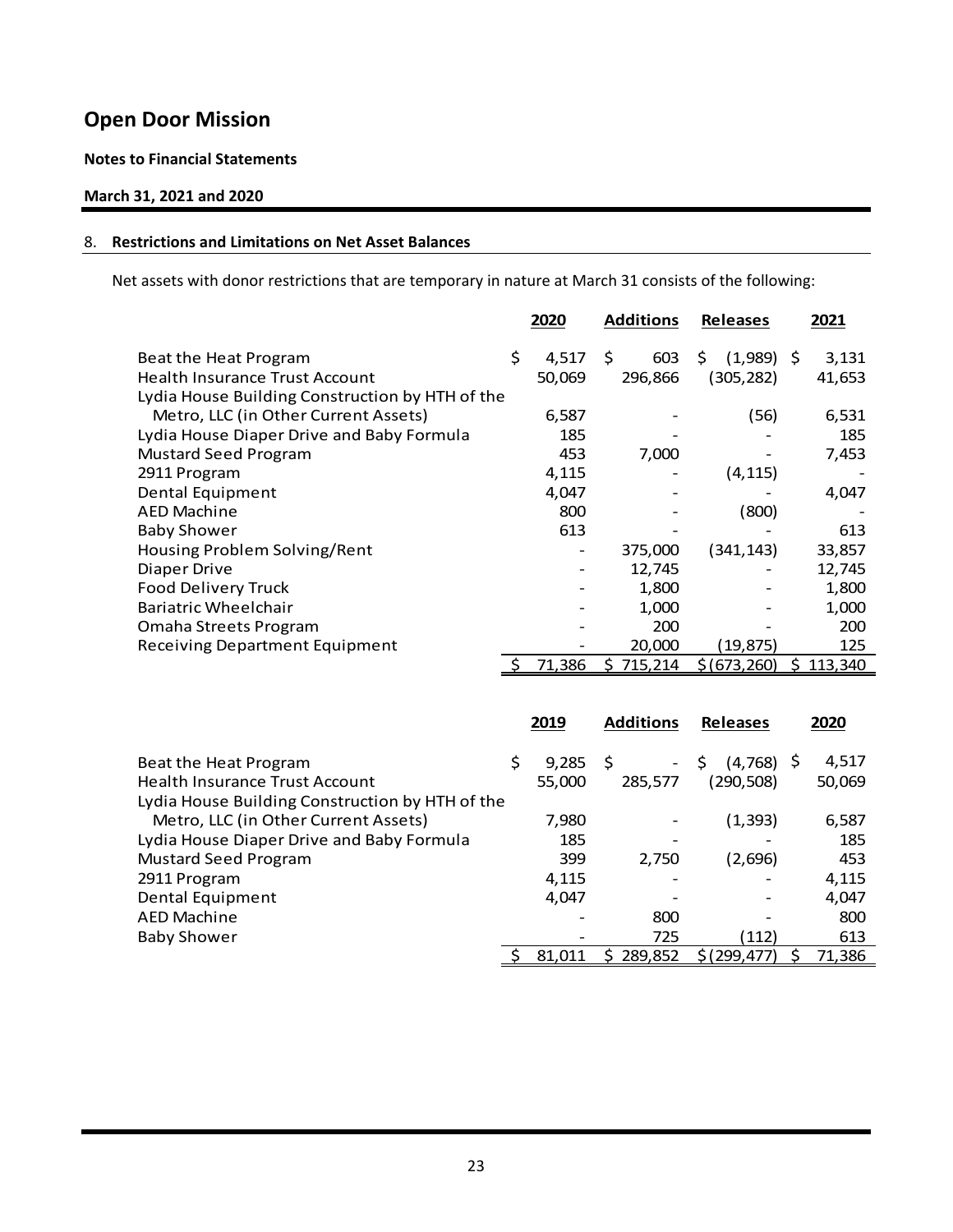# Open Door Mission

**Notes to Financial Statements**

**March 31, 2021 and 2020**

## 8. Restrictions and Limitations on Net Asset Balances

Net assets with donor restrictions that are temporary in nature at March 31 consists of the following:

| | 2020 | Additions | Releases | 2021 |
|---|---|---|---|---|
| Beat the Heat Program | $ 4,517 | $ 603 | $ (1,989) | $ 3,131 |
| Health Insurance Trust Account | 50,069 | 296,866 | (305,282) | 41,653 |
| Lydia House Building Construction by HTH of the Metro, LLC (in Other Current Assets) | 6,587 | - | (56) | 6,531 |
| Lydia House Diaper Drive and Baby Formula | 185 | - | - | 185 |
| Mustard Seed Program | 453 | 7,000 | - | 7,453 |
| 2911 Program | 4,115 | - | (4,115) | - |
| Dental Equipment | 4,047 | - | - | 4,047 |
| AED Machine | 800 | - | (800) | - |
| Baby Shower | 613 | - | - | 613 |
| Housing Problem Solving/Rent | - | 375,000 | (341,143) | 33,857 |
| Diaper Drive | - | 12,745 | - | 12,745 |
| Food Delivery Truck | - | 1,800 | - | 1,800 |
| Bariatric Wheelchair | - | 1,000 | - | 1,000 |
| Omaha Streets Program | - | 200 | - | 200 |
| Receiving Department Equipment | - | 20,000 | (19,875) | 125 |
| | $ 71,386 | $ 715,214 | $ (673,260) | $ 113,340 |

| | 2019 | Additions | Releases | 2020 |
|---|---|---|---|---|
| Beat the Heat Program | $ 9,285 | $ - | $ (4,768) | $ 4,517 |
| Health Insurance Trust Account | 55,000 | 285,577 | (290,508) | 50,069 |
| Lydia House Building Construction by HTH of the Metro, LLC (in Other Current Assets) | 7,980 | - | (1,393) | 6,587 |
| Lydia House Diaper Drive and Baby Formula | 185 | - | - | 185 |
| Mustard Seed Program | 399 | 2,750 | (2,696) | 453 |
| 2911 Program | 4,115 | - | - | 4,115 |
| Dental Equipment | 4,047 | - | - | 4,047 |
| AED Machine | - | 800 | - | 800 |
| Baby Shower | - | 725 | (112) | 613 |
| | $ 81,011 | $ 289,852 | $ (299,477) | $ 71,386 |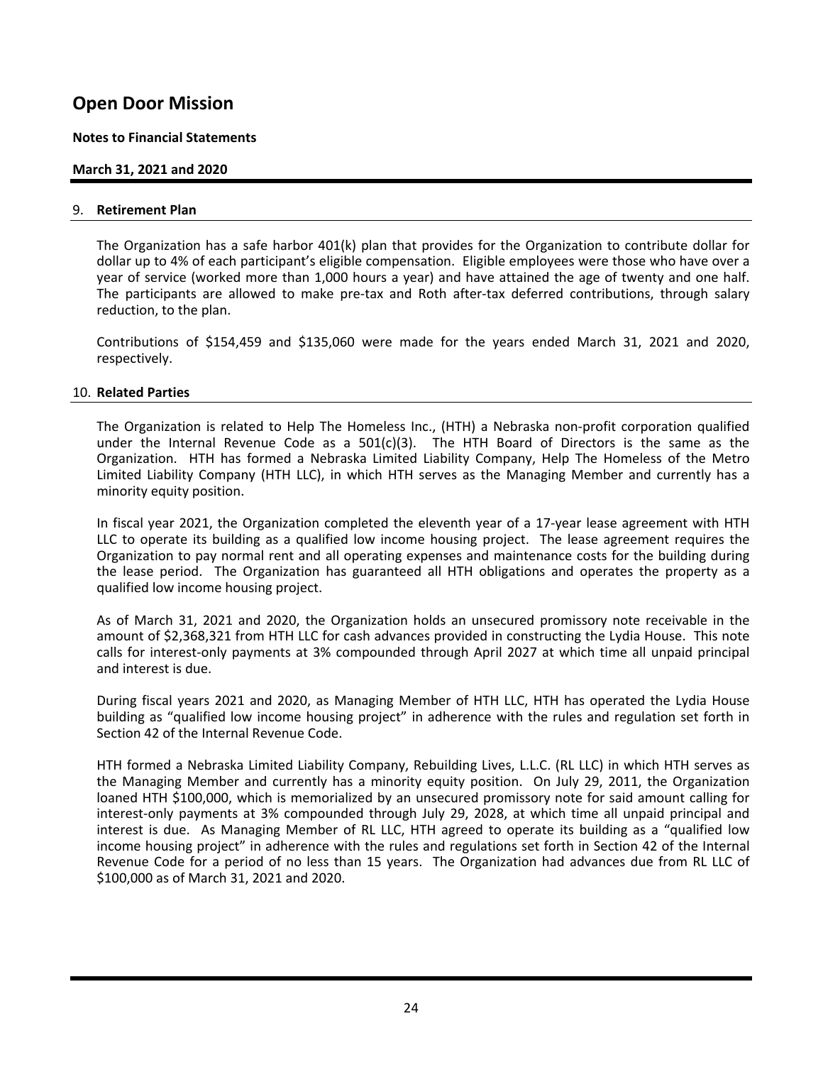# Open Door Mission

**Notes to Financial Statements**

**March 31, 2021 and 2020**

## 9. Retirement Plan

The Organization has a safe harbor 401(k) plan that provides for the Organization to contribute dollar for dollar up to 4% of each participant's eligible compensation. Eligible employees were those who have over a year of service (worked more than 1,000 hours a year) and have attained the age of twenty and one half. The participants are allowed to make pre-tax and Roth after-tax deferred contributions, through salary reduction, to the plan.

Contributions of $154,459 and $135,060 were made for the years ended March 31, 2021 and 2020, respectively.

## 10. Related Parties

The Organization is related to Help The Homeless Inc., (HTH) a Nebraska non-profit corporation qualified under the Internal Revenue Code as a 501(c)(3). The HTH Board of Directors is the same as the Organization. HTH has formed a Nebraska Limited Liability Company, Help The Homeless of the Metro Limited Liability Company (HTH LLC), in which HTH serves as the Managing Member and currently has a minority equity position.

In fiscal year 2021, the Organization completed the eleventh year of a 17-year lease agreement with HTH LLC to operate its building as a qualified low income housing project. The lease agreement requires the Organization to pay normal rent and all operating expenses and maintenance costs for the building during the lease period. The Organization has guaranteed all HTH obligations and operates the property as a qualified low income housing project.

As of March 31, 2021 and 2020, the Organization holds an unsecured promissory note receivable in the amount of $2,368,321 from HTH LLC for cash advances provided in constructing the Lydia House. This note calls for interest-only payments at 3% compounded through April 2027 at which time all unpaid principal and interest is due.

During fiscal years 2021 and 2020, as Managing Member of HTH LLC, HTH has operated the Lydia House building as "qualified low income housing project" in adherence with the rules and regulation set forth in Section 42 of the Internal Revenue Code.

HTH formed a Nebraska Limited Liability Company, Rebuilding Lives, L.L.C. (RL LLC) in which HTH serves as the Managing Member and currently has a minority equity position. On July 29, 2011, the Organization loaned HTH $100,000, which is memorialized by an unsecured promissory note for said amount calling for interest-only payments at 3% compounded through July 29, 2028, at which time all unpaid principal and interest is due. As Managing Member of RL LLC, HTH agreed to operate its building as a "qualified low income housing project" in adherence with the rules and regulations set forth in Section 42 of the Internal Revenue Code for a period of no less than 15 years. The Organization had advances due from RL LLC of $100,000 as of March 31, 2021 and 2020.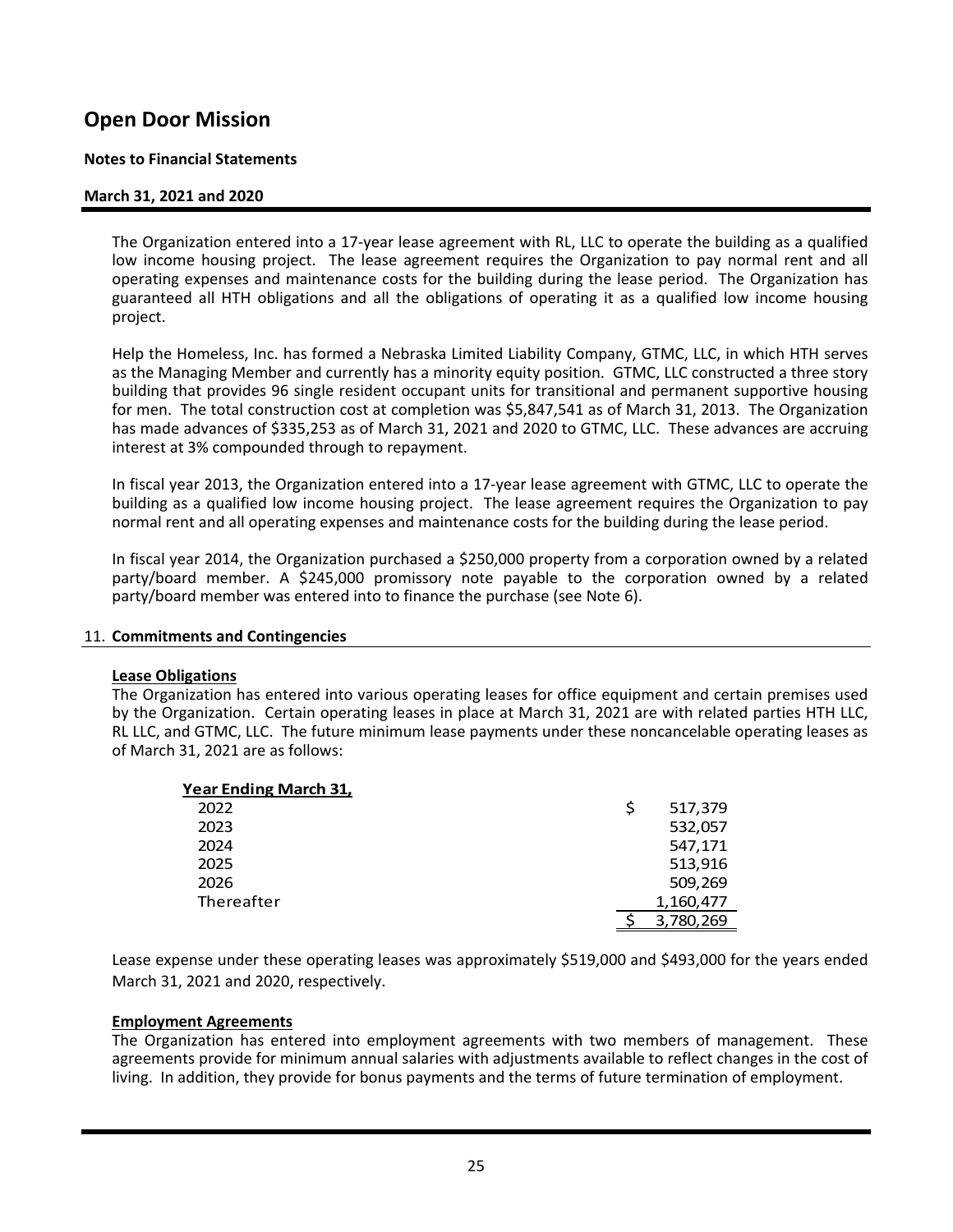# Open Door Mission

**Notes to Financial Statements**

**March 31, 2021 and 2020**

The Organization entered into a 17-year lease agreement with RL, LLC to operate the building as a qualified low income housing project. The lease agreement requires the Organization to pay normal rent and all operating expenses and maintenance costs for the building during the lease period. The Organization has guaranteed all HTH obligations and all the obligations of operating it as a qualified low income housing project.

Help the Homeless, Inc. has formed a Nebraska Limited Liability Company, GTMC, LLC, in which HTH serves as the Managing Member and currently has a minority equity position. GTMC, LLC constructed a three story building that provides 96 single resident occupant units for transitional and permanent supportive housing for men. The total construction cost at completion was $5,847,541 as of March 31, 2013. The Organization has made advances of $335,253 as of March 31, 2021 and 2020 to GTMC, LLC. These advances are accruing interest at 3% compounded through to repayment.

In fiscal year 2013, the Organization entered into a 17-year lease agreement with GTMC, LLC to operate the building as a qualified low income housing project. The lease agreement requires the Organization to pay normal rent and all operating expenses and maintenance costs for the building during the lease period.

In fiscal year 2014, the Organization purchased a $250,000 property from a corporation owned by a related party/board member. A $245,000 promissory note payable to the corporation owned by a related party/board member was entered into to finance the purchase (see Note 6).

11. **Commitments and Contingencies**

**Lease Obligations**

The Organization has entered into various operating leases for office equipment and certain premises used by the Organization. Certain operating leases in place at March 31, 2021 are with related parties HTH LLC, RL LLC, and GTMC, LLC. The future minimum lease payments under these noncancelable operating leases as of March 31, 2021 are as follows:

| Year Ending March 31, | |
|---|---|
| 2022 | $ 517,379 |
| 2023 | 532,057 |
| 2024 | 547,171 |
| 2025 | 513,916 |
| 2026 | 509,269 |
| Thereafter | 1,160,477 |
| | $ 3,780,269 |

Lease expense under these operating leases was approximately $519,000 and $493,000 for the years ended March 31, 2021 and 2020, respectively.

**Employment Agreements**

The Organization has entered into employment agreements with two members of management. These agreements provide for minimum annual salaries with adjustments available to reflect changes in the cost of living. In addition, they provide for bonus payments and the terms of future termination of employment.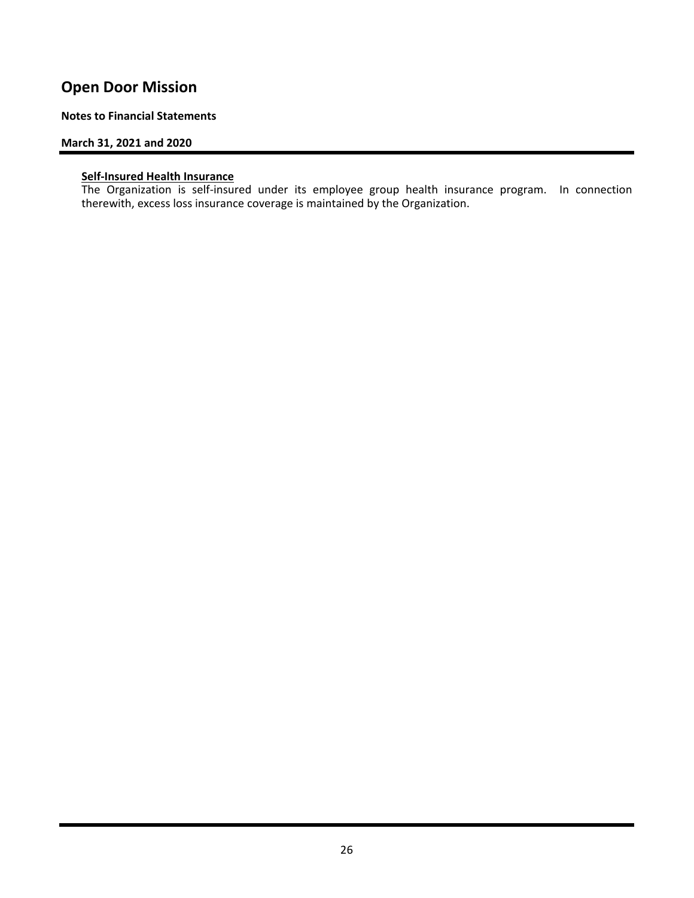#### Self-Insured Health Insurance

The Organization is self-insured under its employee group health insurance program. In connection therewith, excess loss insurance coverage is maintained by the Organization.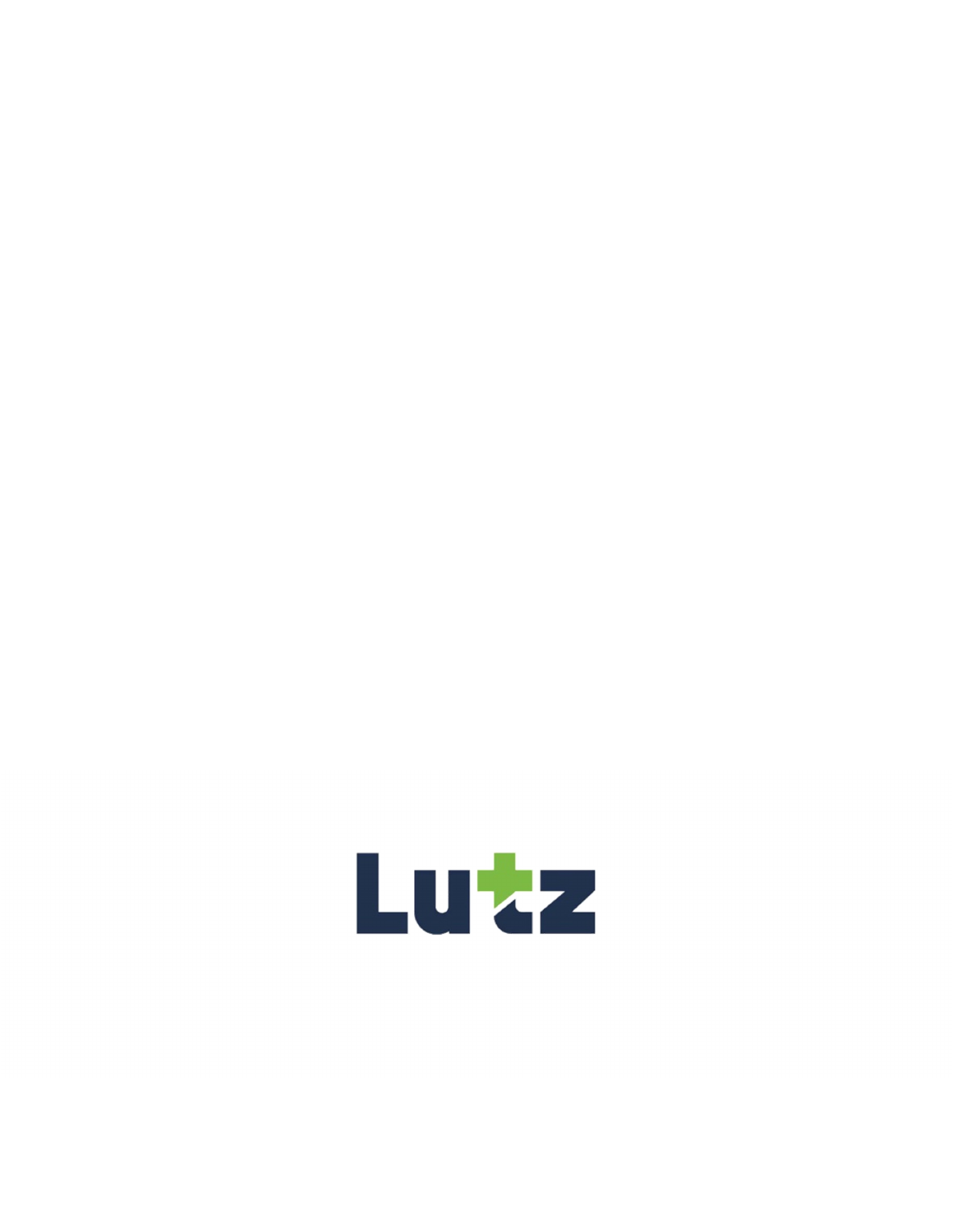Lutz